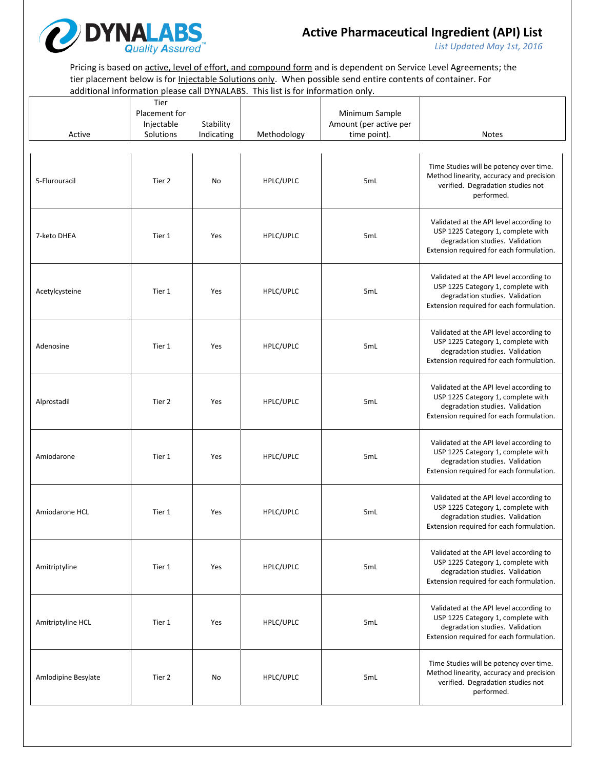# Active Pharmaceutical Ingredient (API) List

*List Updated May 1st, 2016*

Pricing is based on active, level of effort, and compound form and is dependent on Service Level Agreements; the tier placement below is for Injectable Solutions only. When possible send entire contents of container. For additional information please call DYNALABS. This list is for information only.

| Active | Tier Placement for Injectable Solutions | Stability Indicating | Methodology | Minimum Sample Amount (per active per time point). | Notes |
|---|---|---|---|---|---|
| 5-Flurouracil | Tier 2 | No | HPLC/UPLC | 5mL | Time Studies will be potency over time. Method linearity, accuracy and precision verified. Degradation studies not performed. |
| 7-keto DHEA | Tier 1 | Yes | HPLC/UPLC | 5mL | Validated at the API level according to USP 1225 Category 1, complete with degradation studies. Validation Extension required for each formulation. |
| Acetylcysteine | Tier 1 | Yes | HPLC/UPLC | 5mL | Validated at the API level according to USP 1225 Category 1, complete with degradation studies. Validation Extension required for each formulation. |
| Adenosine | Tier 1 | Yes | HPLC/UPLC | 5mL | Validated at the API level according to USP 1225 Category 1, complete with degradation studies. Validation Extension required for each formulation. |
| Alprostadil | Tier 2 | Yes | HPLC/UPLC | 5mL | Validated at the API level according to USP 1225 Category 1, complete with degradation studies. Validation Extension required for each formulation. |
| Amiodarone | Tier 1 | Yes | HPLC/UPLC | 5mL | Validated at the API level according to USP 1225 Category 1, complete with degradation studies. Validation Extension required for each formulation. |
| Amiodarone HCL | Tier 1 | Yes | HPLC/UPLC | 5mL | Validated at the API level according to USP 1225 Category 1, complete with degradation studies. Validation Extension required for each formulation. |
| Amitriptyline | Tier 1 | Yes | HPLC/UPLC | 5mL | Validated at the API level according to USP 1225 Category 1, complete with degradation studies. Validation Extension required for each formulation. |
| Amitriptyline HCL | Tier 1 | Yes | HPLC/UPLC | 5mL | Validated at the API level according to USP 1225 Category 1, complete with degradation studies. Validation Extension required for each formulation. |
| Amlodipine Besylate | Tier 2 | No | HPLC/UPLC | 5mL | Time Studies will be potency over time. Method linearity, accuracy and precision verified. Degradation studies not performed. |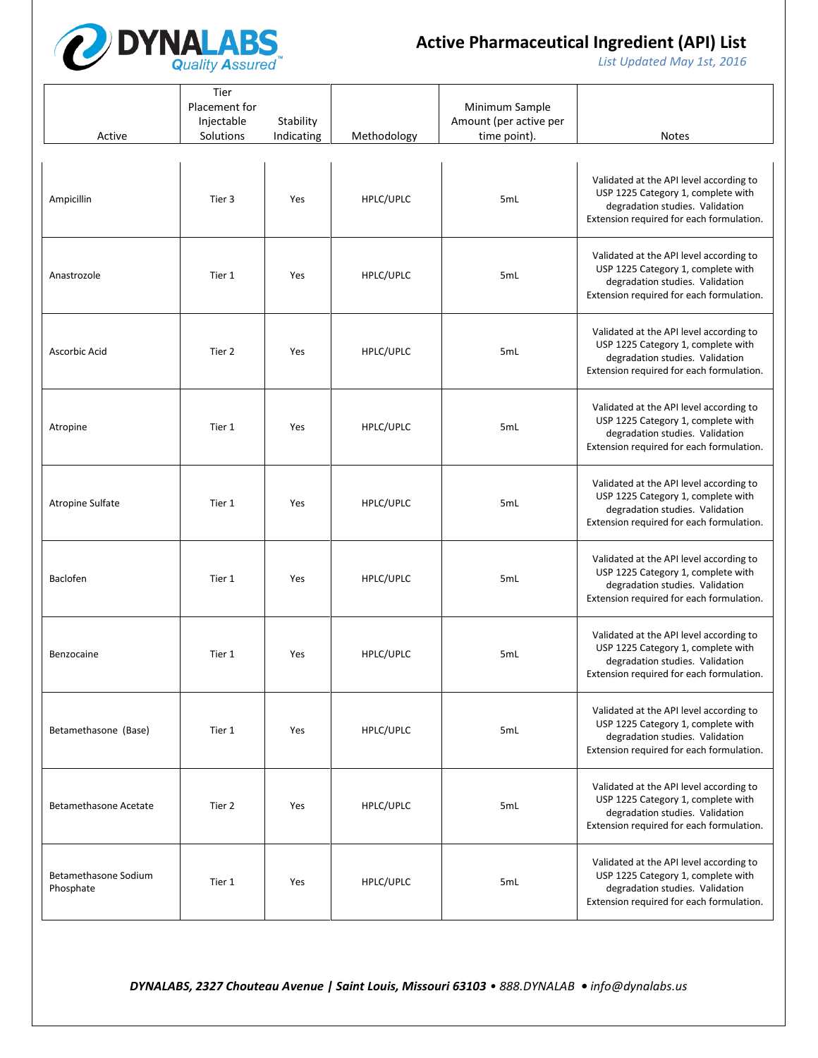# Active Pharmaceutical Ingredient (API) List

*List Updated May 1st, 2016*

| Active | Tier Placement for Injectable Solutions | Stability Indicating | Methodology | Minimum Sample Amount (per active per time point). | Notes |
|---|---|---|---|---|---|
| Ampicillin | Tier 3 | Yes | HPLC/UPLC | 5mL | Validated at the API level according to USP 1225 Category 1, complete with degradation studies. Validation Extension required for each formulation. |
| Anastrozole | Tier 1 | Yes | HPLC/UPLC | 5mL | Validated at the API level according to USP 1225 Category 1, complete with degradation studies. Validation Extension required for each formulation. |
| Ascorbic Acid | Tier 2 | Yes | HPLC/UPLC | 5mL | Validated at the API level according to USP 1225 Category 1, complete with degradation studies. Validation Extension required for each formulation. |
| Atropine | Tier 1 | Yes | HPLC/UPLC | 5mL | Validated at the API level according to USP 1225 Category 1, complete with degradation studies. Validation Extension required for each formulation. |
| Atropine Sulfate | Tier 1 | Yes | HPLC/UPLC | 5mL | Validated at the API level according to USP 1225 Category 1, complete with degradation studies. Validation Extension required for each formulation. |
| Baclofen | Tier 1 | Yes | HPLC/UPLC | 5mL | Validated at the API level according to USP 1225 Category 1, complete with degradation studies. Validation Extension required for each formulation. |
| Benzocaine | Tier 1 | Yes | HPLC/UPLC | 5mL | Validated at the API level according to USP 1225 Category 1, complete with degradation studies. Validation Extension required for each formulation. |
| Betamethasone (Base) | Tier 1 | Yes | HPLC/UPLC | 5mL | Validated at the API level according to USP 1225 Category 1, complete with degradation studies. Validation Extension required for each formulation. |
| Betamethasone Acetate | Tier 2 | Yes | HPLC/UPLC | 5mL | Validated at the API level according to USP 1225 Category 1, complete with degradation studies. Validation Extension required for each formulation. |
| Betamethasone Sodium Phosphate | Tier 1 | Yes | HPLC/UPLC | 5mL | Validated at the API level according to USP 1225 Category 1, complete with degradation studies. Validation Extension required for each formulation. |

***DYNALABS, 2327 Chouteau Avenue | Saint Louis, Missouri 63103** • 888.DYNALAB • info@dynalabs.us*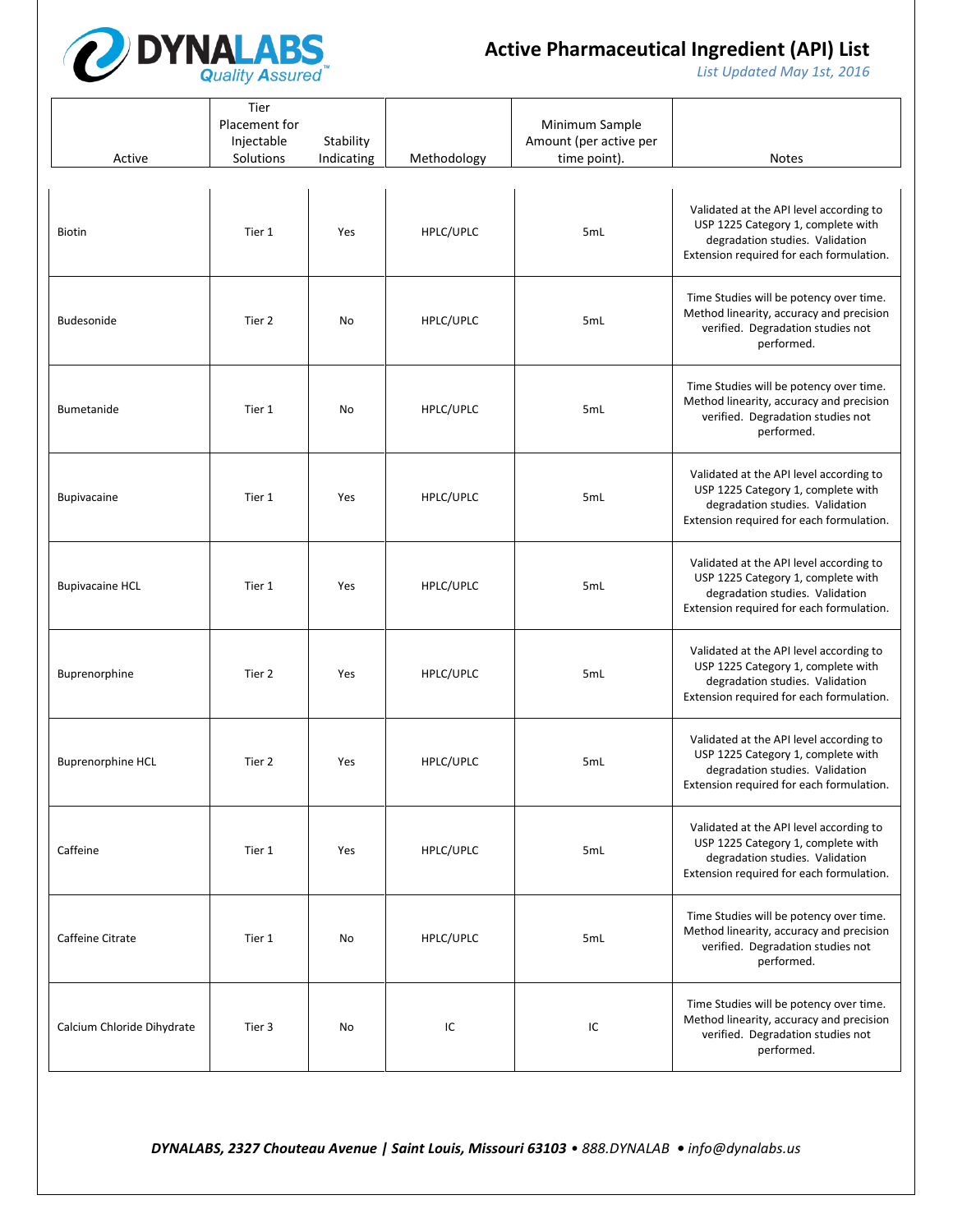# Active Pharmaceutical Ingredient (API) List

*List Updated May 1st, 2016*

| Active | Tier Placement for Injectable Solutions | Stability Indicating | Methodology | Minimum Sample Amount (per active per time point). | Notes |
|---|---|---|---|---|---|
| Biotin | Tier 1 | Yes | HPLC/UPLC | 5mL | Validated at the API level according to USP 1225 Category 1, complete with degradation studies. Validation Extension required for each formulation. |
| Budesonide | Tier 2 | No | HPLC/UPLC | 5mL | Time Studies will be potency over time. Method linearity, accuracy and precision verified. Degradation studies not performed. |
| Bumetanide | Tier 1 | No | HPLC/UPLC | 5mL | Time Studies will be potency over time. Method linearity, accuracy and precision verified. Degradation studies not performed. |
| Bupivacaine | Tier 1 | Yes | HPLC/UPLC | 5mL | Validated at the API level according to USP 1225 Category 1, complete with degradation studies. Validation Extension required for each formulation. |
| Bupivacaine HCL | Tier 1 | Yes | HPLC/UPLC | 5mL | Validated at the API level according to USP 1225 Category 1, complete with degradation studies. Validation Extension required for each formulation. |
| Buprenorphine | Tier 2 | Yes | HPLC/UPLC | 5mL | Validated at the API level according to USP 1225 Category 1, complete with degradation studies. Validation Extension required for each formulation. |
| Buprenorphine HCL | Tier 2 | Yes | HPLC/UPLC | 5mL | Validated at the API level according to USP 1225 Category 1, complete with degradation studies. Validation Extension required for each formulation. |
| Caffeine | Tier 1 | Yes | HPLC/UPLC | 5mL | Validated at the API level according to USP 1225 Category 1, complete with degradation studies. Validation Extension required for each formulation. |
| Caffeine Citrate | Tier 1 | No | HPLC/UPLC | 5mL | Time Studies will be potency over time. Method linearity, accuracy and precision verified. Degradation studies not performed. |
| Calcium Chloride Dihydrate | Tier 3 | No | IC | IC | Time Studies will be potency over time. Method linearity, accuracy and precision verified. Degradation studies not performed. |

***DYNALABS, 2327 Chouteau Avenue | Saint Louis, Missouri 63103*** *• 888.DYNALAB • info@dynalabs.us*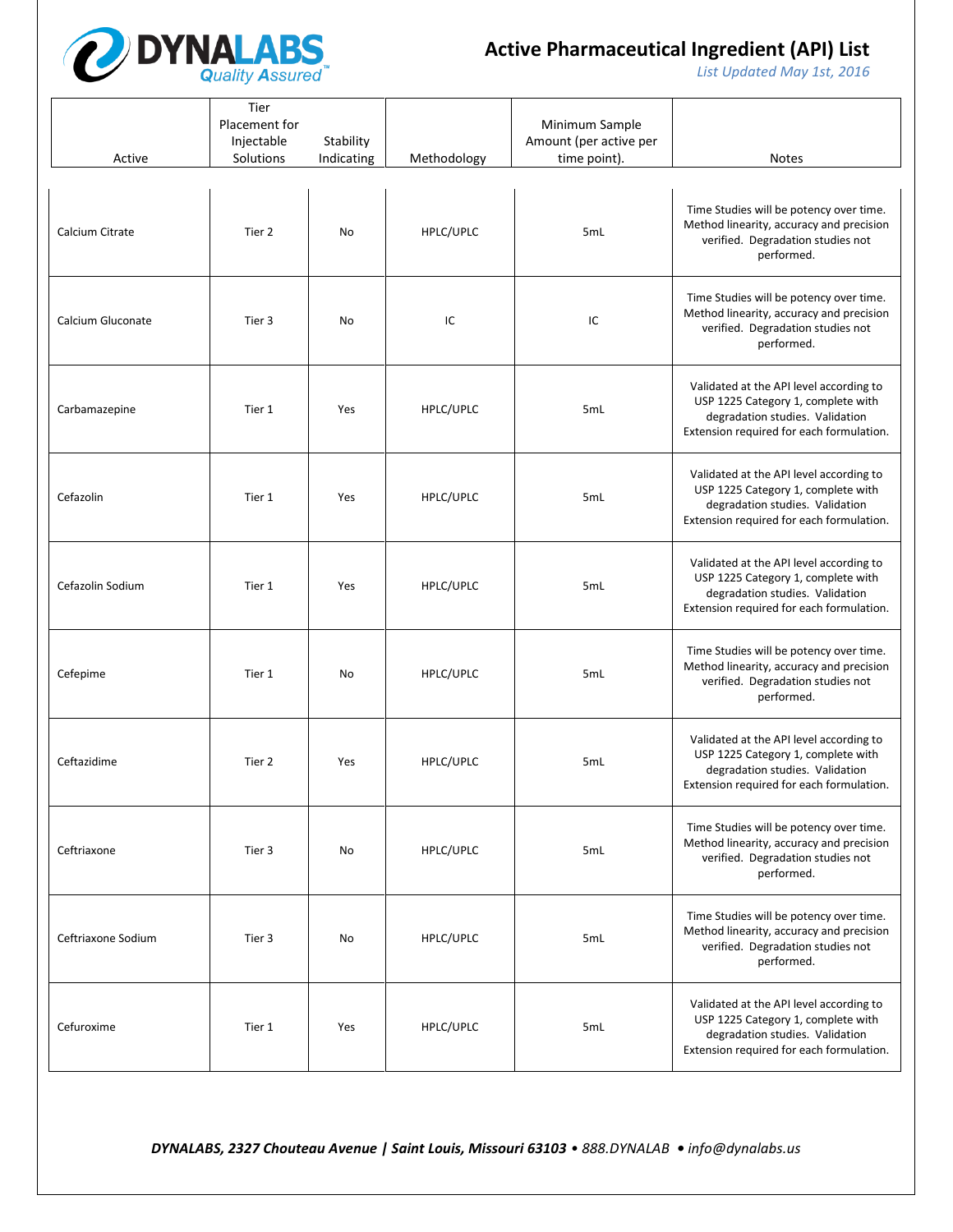# Active Pharmaceutical Ingredient (API) List

*List Updated May 1st, 2016*

| Active | Tier Placement for Injectable Solutions | Stability Indicating | Methodology | Minimum Sample Amount (per active per time point). | Notes |
|---|---|---|---|---|---|
| Calcium Citrate | Tier 2 | No | HPLC/UPLC | 5mL | Time Studies will be potency over time. Method linearity, accuracy and precision verified. Degradation studies not performed. |
| Calcium Gluconate | Tier 3 | No | IC | IC | Time Studies will be potency over time. Method linearity, accuracy and precision verified. Degradation studies not performed. |
| Carbamazepine | Tier 1 | Yes | HPLC/UPLC | 5mL | Validated at the API level according to USP 1225 Category 1, complete with degradation studies. Validation Extension required for each formulation. |
| Cefazolin | Tier 1 | Yes | HPLC/UPLC | 5mL | Validated at the API level according to USP 1225 Category 1, complete with degradation studies. Validation Extension required for each formulation. |
| Cefazolin Sodium | Tier 1 | Yes | HPLC/UPLC | 5mL | Validated at the API level according to USP 1225 Category 1, complete with degradation studies. Validation Extension required for each formulation. |
| Cefepime | Tier 1 | No | HPLC/UPLC | 5mL | Time Studies will be potency over time. Method linearity, accuracy and precision verified. Degradation studies not performed. |
| Ceftazidime | Tier 2 | Yes | HPLC/UPLC | 5mL | Validated at the API level according to USP 1225 Category 1, complete with degradation studies. Validation Extension required for each formulation. |
| Ceftriaxone | Tier 3 | No | HPLC/UPLC | 5mL | Time Studies will be potency over time. Method linearity, accuracy and precision verified. Degradation studies not performed. |
| Ceftriaxone Sodium | Tier 3 | No | HPLC/UPLC | 5mL | Time Studies will be potency over time. Method linearity, accuracy and precision verified. Degradation studies not performed. |
| Cefuroxime | Tier 1 | Yes | HPLC/UPLC | 5mL | Validated at the API level according to USP 1225 Category 1, complete with degradation studies. Validation Extension required for each formulation. |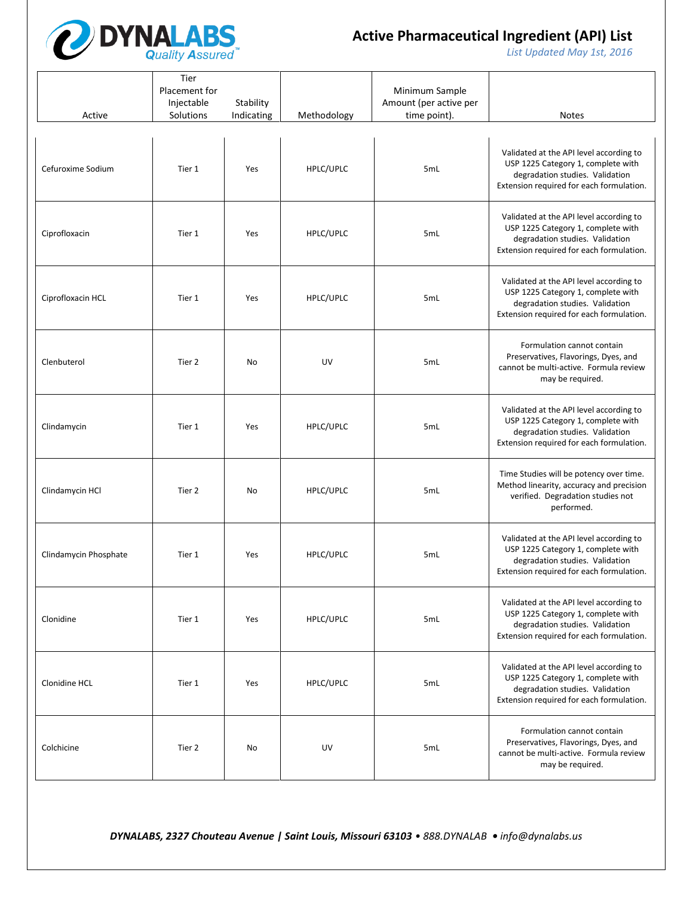# Active Pharmaceutical Ingredient (API) List

*List Updated May 1st, 2016*

| Active | Tier Placement for Injectable Solutions | Stability Indicating | Methodology | Minimum Sample Amount (per active per time point). | Notes |
|---|---|---|---|---|---|
| Cefuroxime Sodium | Tier 1 | Yes | HPLC/UPLC | 5mL | Validated at the API level according to USP 1225 Category 1, complete with degradation studies. Validation Extension required for each formulation. |
| Ciprofloxacin | Tier 1 | Yes | HPLC/UPLC | 5mL | Validated at the API level according to USP 1225 Category 1, complete with degradation studies. Validation Extension required for each formulation. |
| Ciprofloxacin HCL | Tier 1 | Yes | HPLC/UPLC | 5mL | Validated at the API level according to USP 1225 Category 1, complete with degradation studies. Validation Extension required for each formulation. |
| Clenbuterol | Tier 2 | No | UV | 5mL | Formulation cannot contain Preservatives, Flavorings, Dyes, and cannot be multi-active. Formula review may be required. |
| Clindamycin | Tier 1 | Yes | HPLC/UPLC | 5mL | Validated at the API level according to USP 1225 Category 1, complete with degradation studies. Validation Extension required for each formulation. |
| Clindamycin HCl | Tier 2 | No | HPLC/UPLC | 5mL | Time Studies will be potency over time. Method linearity, accuracy and precision verified. Degradation studies not performed. |
| Clindamycin Phosphate | Tier 1 | Yes | HPLC/UPLC | 5mL | Validated at the API level according to USP 1225 Category 1, complete with degradation studies. Validation Extension required for each formulation. |
| Clonidine | Tier 1 | Yes | HPLC/UPLC | 5mL | Validated at the API level according to USP 1225 Category 1, complete with degradation studies. Validation Extension required for each formulation. |
| Clonidine HCL | Tier 1 | Yes | HPLC/UPLC | 5mL | Validated at the API level according to USP 1225 Category 1, complete with degradation studies. Validation Extension required for each formulation. |
| Colchicine | Tier 2 | No | UV | 5mL | Formulation cannot contain Preservatives, Flavorings, Dyes, and cannot be multi-active. Formula review may be required. |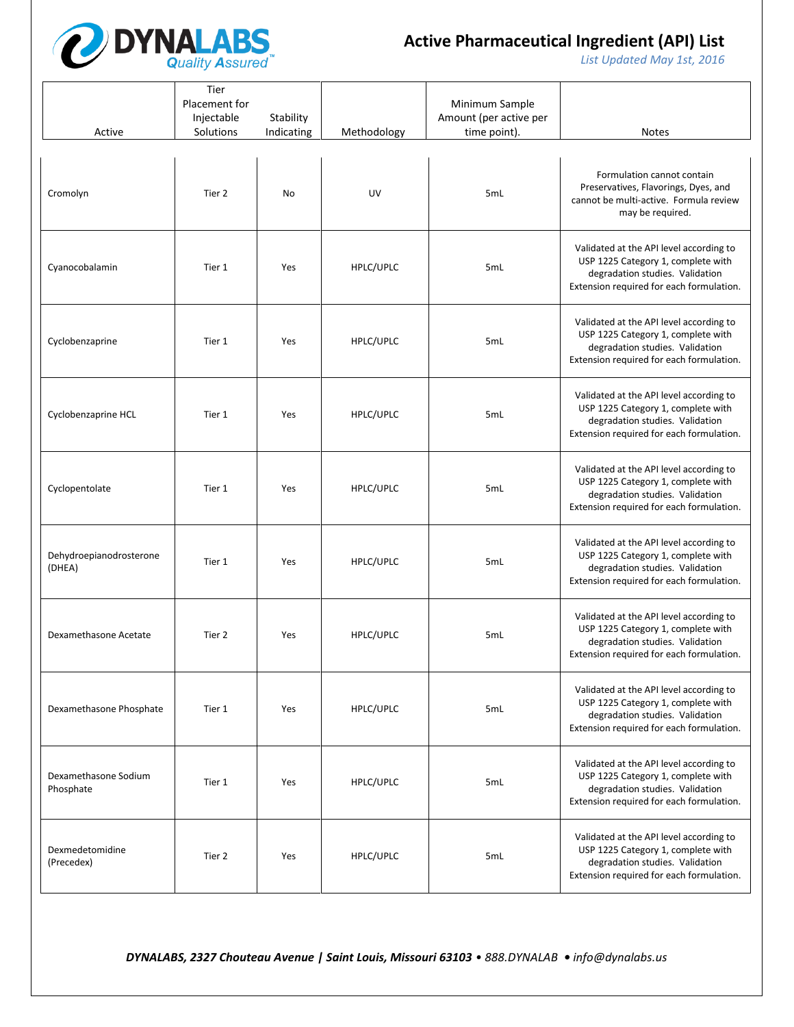# Active Pharmaceutical Ingredient (API) List

*List Updated May 1st, 2016*

| Active | Tier Placement for Injectable Solutions | Stability Indicating | Methodology | Minimum Sample Amount (per active per time point). | Notes |
|---|---|---|---|---|---|
| Cromolyn | Tier 2 | No | UV | 5mL | Formulation cannot contain Preservatives, Flavorings, Dyes, and cannot be multi-active. Formula review may be required. |
| Cyanocobalamin | Tier 1 | Yes | HPLC/UPLC | 5mL | Validated at the API level according to USP 1225 Category 1, complete with degradation studies. Validation Extension required for each formulation. |
| Cyclobenzaprine | Tier 1 | Yes | HPLC/UPLC | 5mL | Validated at the API level according to USP 1225 Category 1, complete with degradation studies. Validation Extension required for each formulation. |
| Cyclobenzaprine HCL | Tier 1 | Yes | HPLC/UPLC | 5mL | Validated at the API level according to USP 1225 Category 1, complete with degradation studies. Validation Extension required for each formulation. |
| Cyclopentolate | Tier 1 | Yes | HPLC/UPLC | 5mL | Validated at the API level according to USP 1225 Category 1, complete with degradation studies. Validation Extension required for each formulation. |
| Dehydroepianodrosterone (DHEA) | Tier 1 | Yes | HPLC/UPLC | 5mL | Validated at the API level according to USP 1225 Category 1, complete with degradation studies. Validation Extension required for each formulation. |
| Dexamethasone Acetate | Tier 2 | Yes | HPLC/UPLC | 5mL | Validated at the API level according to USP 1225 Category 1, complete with degradation studies. Validation Extension required for each formulation. |
| Dexamethasone Phosphate | Tier 1 | Yes | HPLC/UPLC | 5mL | Validated at the API level according to USP 1225 Category 1, complete with degradation studies. Validation Extension required for each formulation. |
| Dexamethasone Sodium Phosphate | Tier 1 | Yes | HPLC/UPLC | 5mL | Validated at the API level according to USP 1225 Category 1, complete with degradation studies. Validation Extension required for each formulation. |
| Dexmedetomidine (Precedex) | Tier 2 | Yes | HPLC/UPLC | 5mL | Validated at the API level according to USP 1225 Category 1, complete with degradation studies. Validation Extension required for each formulation. |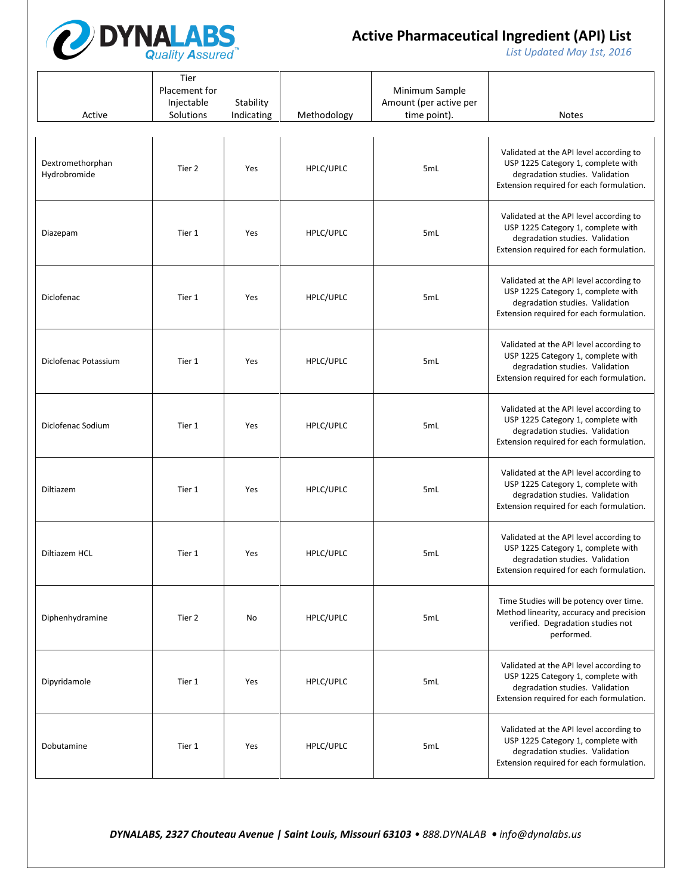# Active Pharmaceutical Ingredient (API) List

*List Updated May 1st, 2016*

| Active | Tier Placement for Injectable Solutions | Stability Indicating | Methodology | Minimum Sample Amount (per active per time point). | Notes |
|---|---|---|---|---|---|
| Dextromethorphan Hydrobromide | Tier 2 | Yes | HPLC/UPLC | 5mL | Validated at the API level according to USP 1225 Category 1, complete with degradation studies. Validation Extension required for each formulation. |
| Diazepam | Tier 1 | Yes | HPLC/UPLC | 5mL | Validated at the API level according to USP 1225 Category 1, complete with degradation studies. Validation Extension required for each formulation. |
| Diclofenac | Tier 1 | Yes | HPLC/UPLC | 5mL | Validated at the API level according to USP 1225 Category 1, complete with degradation studies. Validation Extension required for each formulation. |
| Diclofenac Potassium | Tier 1 | Yes | HPLC/UPLC | 5mL | Validated at the API level according to USP 1225 Category 1, complete with degradation studies. Validation Extension required for each formulation. |
| Diclofenac Sodium | Tier 1 | Yes | HPLC/UPLC | 5mL | Validated at the API level according to USP 1225 Category 1, complete with degradation studies. Validation Extension required for each formulation. |
| Diltiazem | Tier 1 | Yes | HPLC/UPLC | 5mL | Validated at the API level according to USP 1225 Category 1, complete with degradation studies. Validation Extension required for each formulation. |
| Diltiazem HCL | Tier 1 | Yes | HPLC/UPLC | 5mL | Validated at the API level according to USP 1225 Category 1, complete with degradation studies. Validation Extension required for each formulation. |
| Diphenhydramine | Tier 2 | No | HPLC/UPLC | 5mL | Time Studies will be potency over time. Method linearity, accuracy and precision verified. Degradation studies not performed. |
| Dipyridamole | Tier 1 | Yes | HPLC/UPLC | 5mL | Validated at the API level according to USP 1225 Category 1, complete with degradation studies. Validation Extension required for each formulation. |
| Dobutamine | Tier 1 | Yes | HPLC/UPLC | 5mL | Validated at the API level according to USP 1225 Category 1, complete with degradation studies. Validation Extension required for each formulation. |

***DYNALABS, 2327 Chouteau Avenue | Saint Louis, Missouri 63103** • 888.DYNALAB • info@dynalabs.us*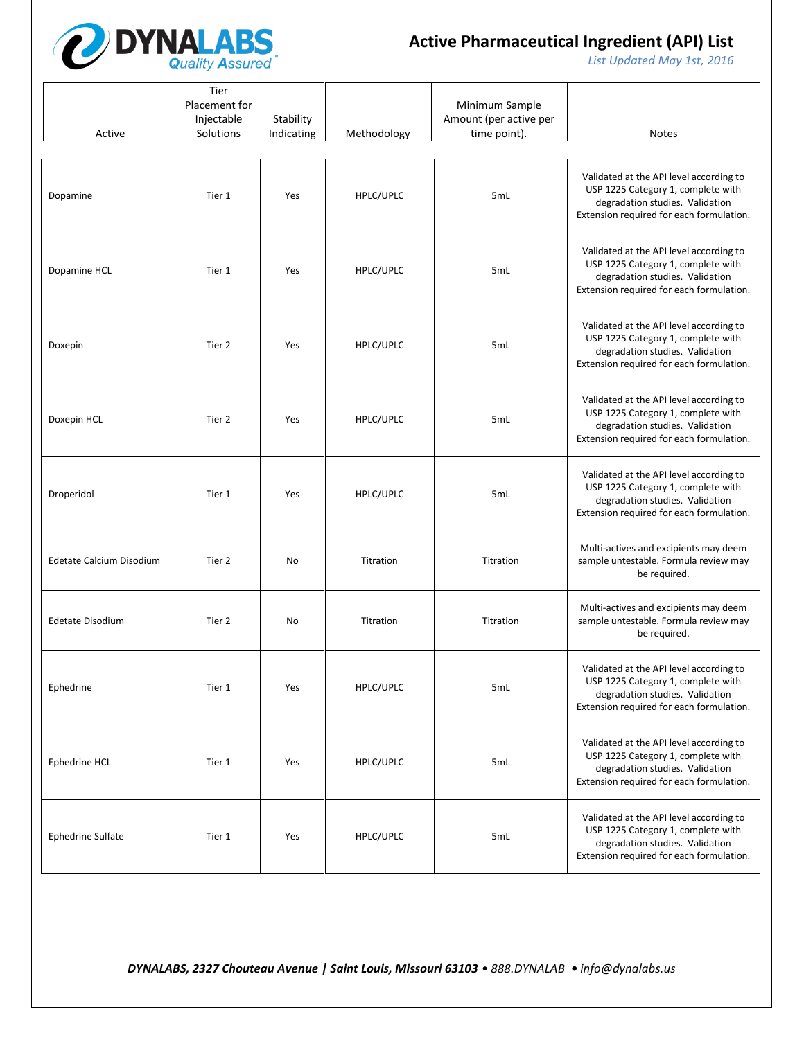# Active Pharmaceutical Ingredient (API) List

*List Updated May 1st, 2016*

| Active | Tier Placement for Injectable Solutions | Stability Indicating | Methodology | Minimum Sample Amount (per active per time point). | Notes |
|---|---|---|---|---|---|
| Dopamine | Tier 1 | Yes | HPLC/UPLC | 5mL | Validated at the API level according to USP 1225 Category 1, complete with degradation studies. Validation Extension required for each formulation. |
| Dopamine HCL | Tier 1 | Yes | HPLC/UPLC | 5mL | Validated at the API level according to USP 1225 Category 1, complete with degradation studies. Validation Extension required for each formulation. |
| Doxepin | Tier 2 | Yes | HPLC/UPLC | 5mL | Validated at the API level according to USP 1225 Category 1, complete with degradation studies. Validation Extension required for each formulation. |
| Doxepin HCL | Tier 2 | Yes | HPLC/UPLC | 5mL | Validated at the API level according to USP 1225 Category 1, complete with degradation studies. Validation Extension required for each formulation. |
| Droperidol | Tier 1 | Yes | HPLC/UPLC | 5mL | Validated at the API level according to USP 1225 Category 1, complete with degradation studies. Validation Extension required for each formulation. |
| Edetate Calcium Disodium | Tier 2 | No | Titration | Titration | Multi-actives and excipients may deem sample untestable. Formula review may be required. |
| Edetate Disodium | Tier 2 | No | Titration | Titration | Multi-actives and excipients may deem sample untestable. Formula review may be required. |
| Ephedrine | Tier 1 | Yes | HPLC/UPLC | 5mL | Validated at the API level according to USP 1225 Category 1, complete with degradation studies. Validation Extension required for each formulation. |
| Ephedrine HCL | Tier 1 | Yes | HPLC/UPLC | 5mL | Validated at the API level according to USP 1225 Category 1, complete with degradation studies. Validation Extension required for each formulation. |
| Ephedrine Sulfate | Tier 1 | Yes | HPLC/UPLC | 5mL | Validated at the API level according to USP 1225 Category 1, complete with degradation studies. Validation Extension required for each formulation. |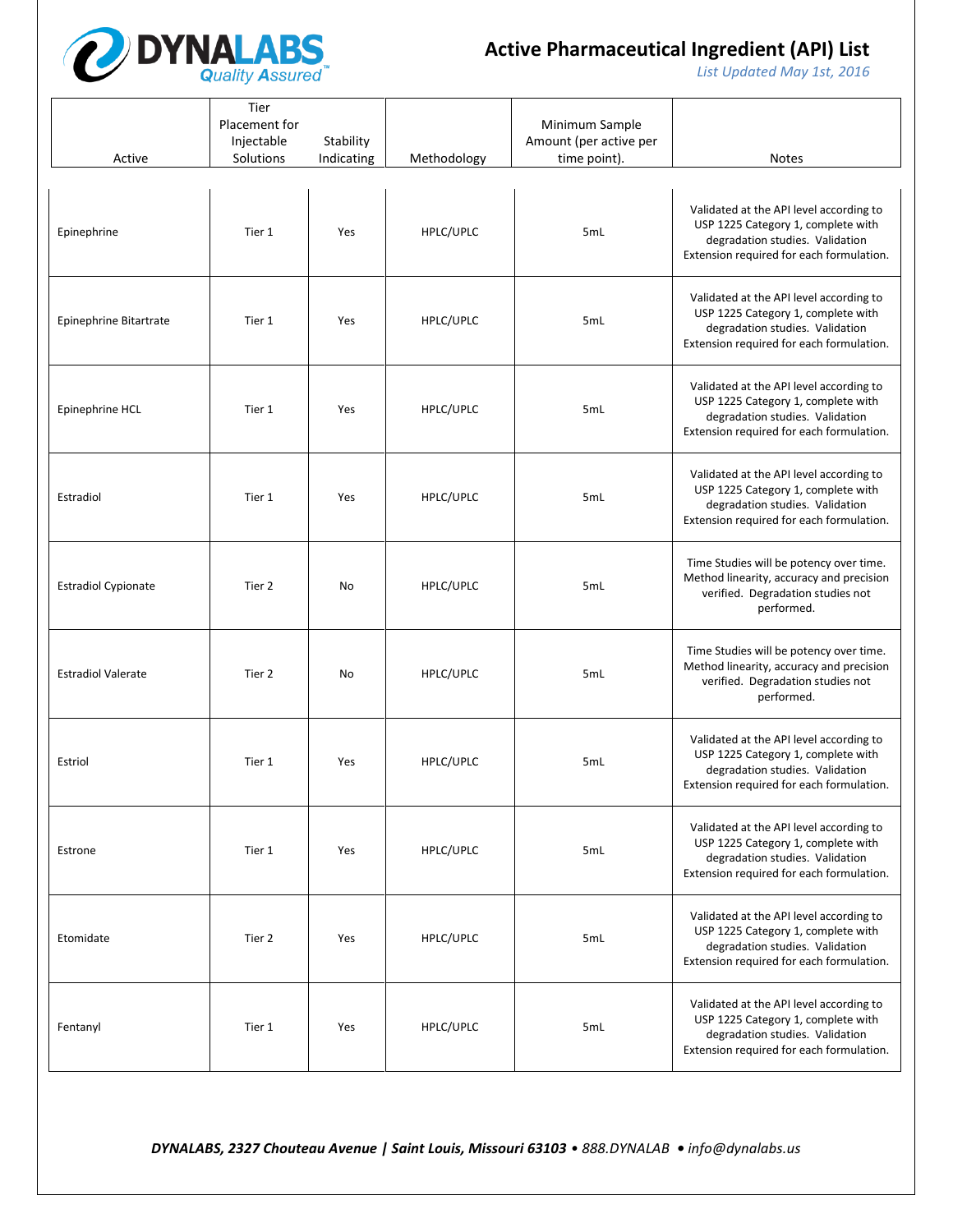# Active Pharmaceutical Ingredient (API) List

*List Updated May 1st, 2016*

| Active | Tier Placement for Injectable Solutions | Stability Indicating | Methodology | Minimum Sample Amount (per active per time point). | Notes |
|---|---|---|---|---|---|
| Epinephrine | Tier 1 | Yes | HPLC/UPLC | 5mL | Validated at the API level according to USP 1225 Category 1, complete with degradation studies. Validation Extension required for each formulation. |
| Epinephrine Bitartrate | Tier 1 | Yes | HPLC/UPLC | 5mL | Validated at the API level according to USP 1225 Category 1, complete with degradation studies. Validation Extension required for each formulation. |
| Epinephrine HCL | Tier 1 | Yes | HPLC/UPLC | 5mL | Validated at the API level according to USP 1225 Category 1, complete with degradation studies. Validation Extension required for each formulation. |
| Estradiol | Tier 1 | Yes | HPLC/UPLC | 5mL | Validated at the API level according to USP 1225 Category 1, complete with degradation studies. Validation Extension required for each formulation. |
| Estradiol Cypionate | Tier 2 | No | HPLC/UPLC | 5mL | Time Studies will be potency over time. Method linearity, accuracy and precision verified. Degradation studies not performed. |
| Estradiol Valerate | Tier 2 | No | HPLC/UPLC | 5mL | Time Studies will be potency over time. Method linearity, accuracy and precision verified. Degradation studies not performed. |
| Estriol | Tier 1 | Yes | HPLC/UPLC | 5mL | Validated at the API level according to USP 1225 Category 1, complete with degradation studies. Validation Extension required for each formulation. |
| Estrone | Tier 1 | Yes | HPLC/UPLC | 5mL | Validated at the API level according to USP 1225 Category 1, complete with degradation studies. Validation Extension required for each formulation. |
| Etomidate | Tier 2 | Yes | HPLC/UPLC | 5mL | Validated at the API level according to USP 1225 Category 1, complete with degradation studies. Validation Extension required for each formulation. |
| Fentanyl | Tier 1 | Yes | HPLC/UPLC | 5mL | Validated at the API level according to USP 1225 Category 1, complete with degradation studies. Validation Extension required for each formulation. |

***DYNALABS, 2327 Chouteau Avenue | Saint Louis, Missouri 63103** • 888.DYNALAB • info@dynalabs.us*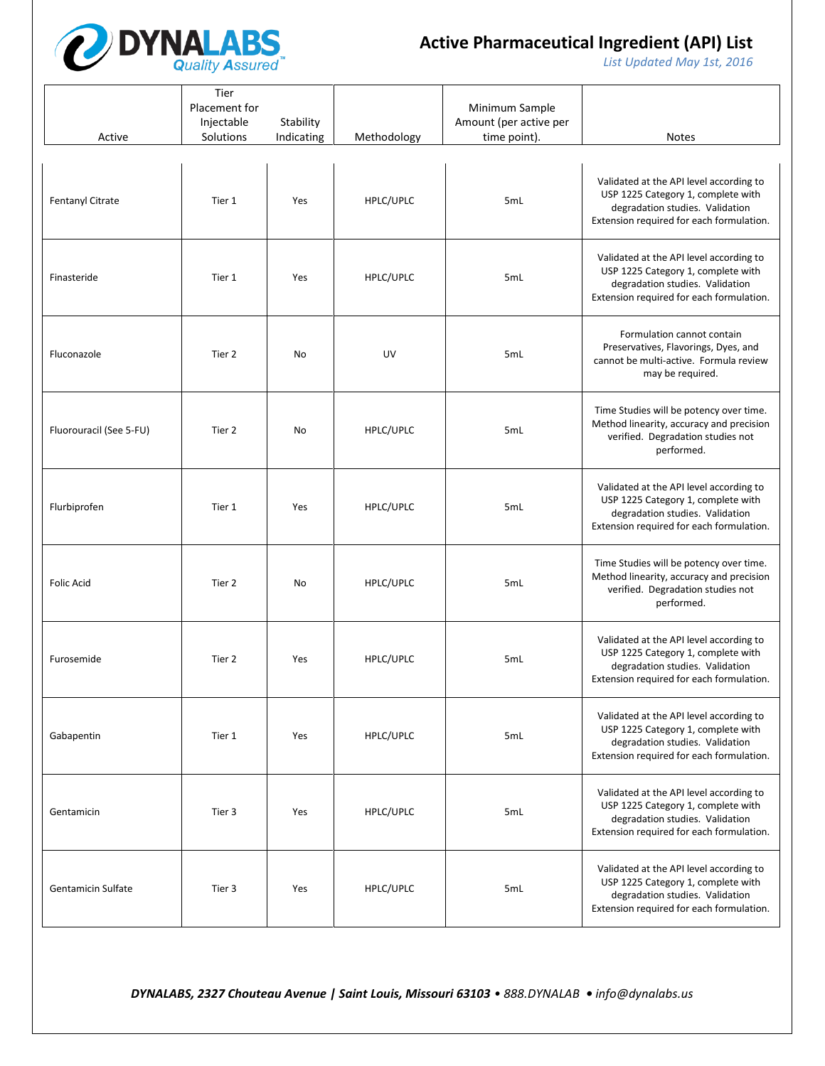# Active Pharmaceutical Ingredient (API) List

*List Updated May 1st, 2016*

| Active | Tier Placement for Injectable Solutions | Stability Indicating | Methodology | Minimum Sample Amount (per active per time point). | Notes |
|---|---|---|---|---|---|
| Fentanyl Citrate | Tier 1 | Yes | HPLC/UPLC | 5mL | Validated at the API level according to USP 1225 Category 1, complete with degradation studies. Validation Extension required for each formulation. |
| Finasteride | Tier 1 | Yes | HPLC/UPLC | 5mL | Validated at the API level according to USP 1225 Category 1, complete with degradation studies. Validation Extension required for each formulation. |
| Fluconazole | Tier 2 | No | UV | 5mL | Formulation cannot contain Preservatives, Flavorings, Dyes, and cannot be multi-active. Formula review may be required. |
| Fluorouracil (See 5-FU) | Tier 2 | No | HPLC/UPLC | 5mL | Time Studies will be potency over time. Method linearity, accuracy and precision verified. Degradation studies not performed. |
| Flurbiprofen | Tier 1 | Yes | HPLC/UPLC | 5mL | Validated at the API level according to USP 1225 Category 1, complete with degradation studies. Validation Extension required for each formulation. |
| Folic Acid | Tier 2 | No | HPLC/UPLC | 5mL | Time Studies will be potency over time. Method linearity, accuracy and precision verified. Degradation studies not performed. |
| Furosemide | Tier 2 | Yes | HPLC/UPLC | 5mL | Validated at the API level according to USP 1225 Category 1, complete with degradation studies. Validation Extension required for each formulation. |
| Gabapentin | Tier 1 | Yes | HPLC/UPLC | 5mL | Validated at the API level according to USP 1225 Category 1, complete with degradation studies. Validation Extension required for each formulation. |
| Gentamicin | Tier 3 | Yes | HPLC/UPLC | 5mL | Validated at the API level according to USP 1225 Category 1, complete with degradation studies. Validation Extension required for each formulation. |
| Gentamicin Sulfate | Tier 3 | Yes | HPLC/UPLC | 5mL | Validated at the API level according to USP 1225 Category 1, complete with degradation studies. Validation Extension required for each formulation. |

***DYNALABS, 2327 Chouteau Avenue | Saint Louis, Missouri 63103** • 888.DYNALAB • info@dynalabs.us*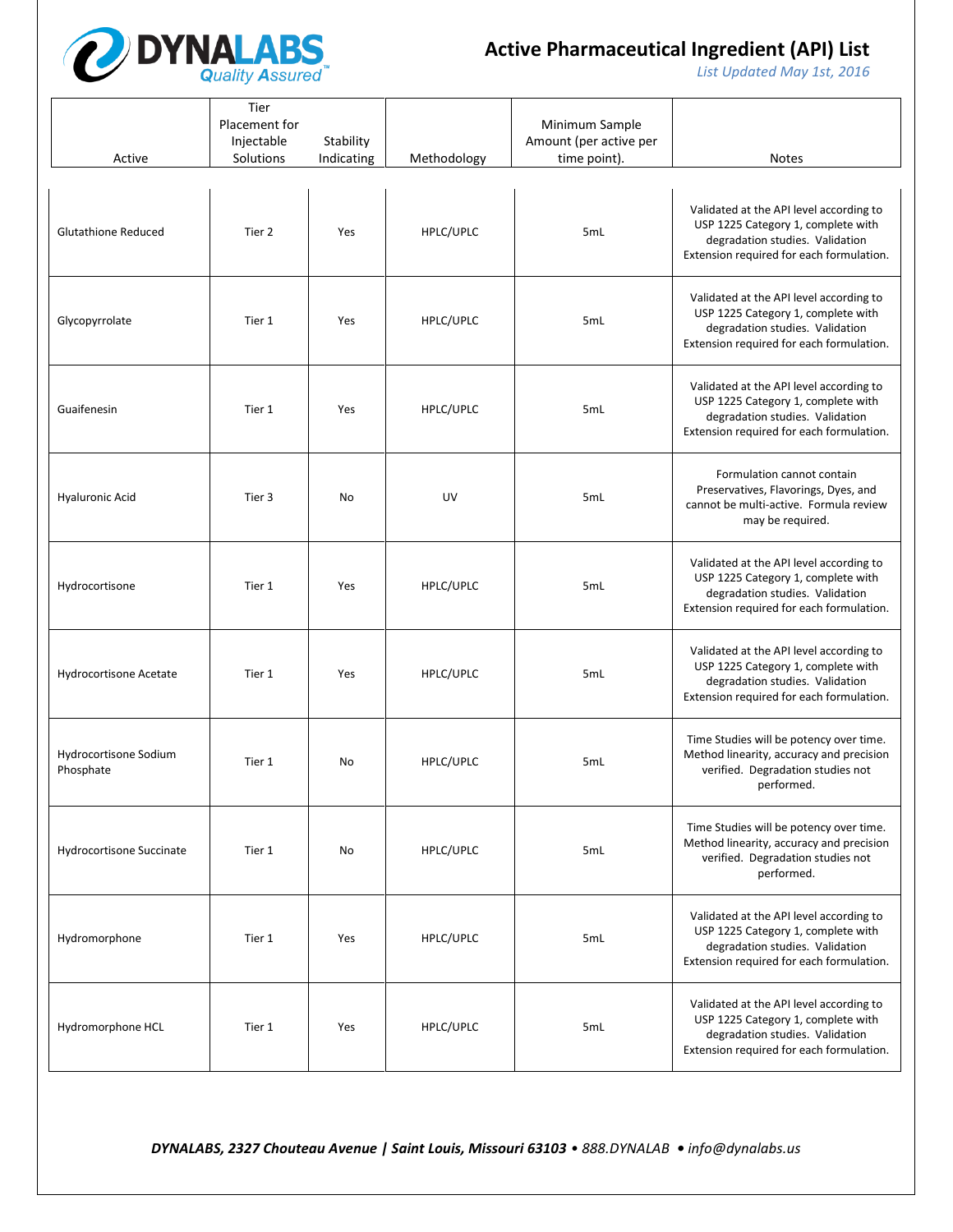# Active Pharmaceutical Ingredient (API) List

*List Updated May 1st, 2016*

| Active | Tier Placement for Injectable Solutions | Stability Indicating | Methodology | Minimum Sample Amount (per active per time point). | Notes |
|---|---|---|---|---|---|
| Glutathione Reduced | Tier 2 | Yes | HPLC/UPLC | 5mL | Validated at the API level according to USP 1225 Category 1, complete with degradation studies. Validation Extension required for each formulation. |
| Glycopyrrolate | Tier 1 | Yes | HPLC/UPLC | 5mL | Validated at the API level according to USP 1225 Category 1, complete with degradation studies. Validation Extension required for each formulation. |
| Guaifenesin | Tier 1 | Yes | HPLC/UPLC | 5mL | Validated at the API level according to USP 1225 Category 1, complete with degradation studies. Validation Extension required for each formulation. |
| Hyaluronic Acid | Tier 3 | No | UV | 5mL | Formulation cannot contain Preservatives, Flavorings, Dyes, and cannot be multi-active. Formula review may be required. |
| Hydrocortisone | Tier 1 | Yes | HPLC/UPLC | 5mL | Validated at the API level according to USP 1225 Category 1, complete with degradation studies. Validation Extension required for each formulation. |
| Hydrocortisone Acetate | Tier 1 | Yes | HPLC/UPLC | 5mL | Validated at the API level according to USP 1225 Category 1, complete with degradation studies. Validation Extension required for each formulation. |
| Hydrocortisone Sodium Phosphate | Tier 1 | No | HPLC/UPLC | 5mL | Time Studies will be potency over time. Method linearity, accuracy and precision verified. Degradation studies not performed. |
| Hydrocortisone Succinate | Tier 1 | No | HPLC/UPLC | 5mL | Time Studies will be potency over time. Method linearity, accuracy and precision verified. Degradation studies not performed. |
| Hydromorphone | Tier 1 | Yes | HPLC/UPLC | 5mL | Validated at the API level according to USP 1225 Category 1, complete with degradation studies. Validation Extension required for each formulation. |
| Hydromorphone HCL | Tier 1 | Yes | HPLC/UPLC | 5mL | Validated at the API level according to USP 1225 Category 1, complete with degradation studies. Validation Extension required for each formulation. |

***DYNALABS, 2327 Chouteau Avenue | Saint Louis, Missouri 63103** • 888.DYNALAB • info@dynalabs.us*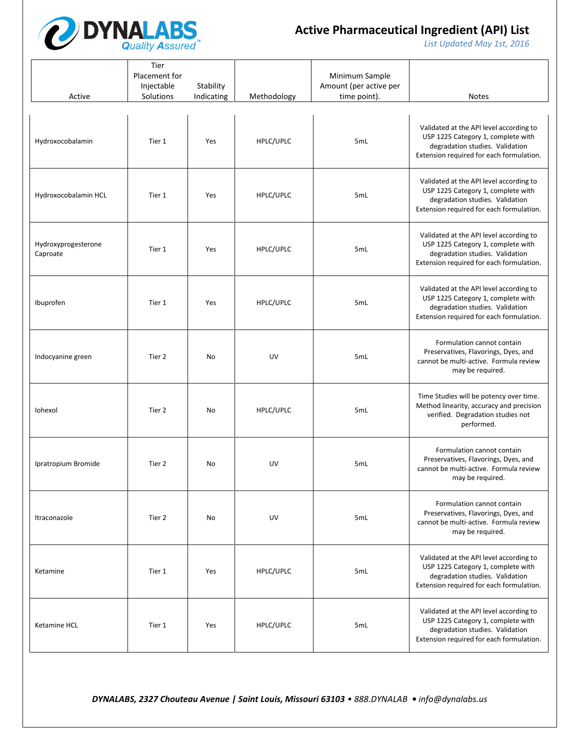# Active Pharmaceutical Ingredient (API) List

*List Updated May 1st, 2016*

| Active | Tier Placement for Injectable Solutions | Stability Indicating | Methodology | Minimum Sample Amount (per active per time point). | Notes |
|---|---|---|---|---|---|
| Hydroxocobalamin | Tier 1 | Yes | HPLC/UPLC | 5mL | Validated at the API level according to USP 1225 Category 1, complete with degradation studies. Validation Extension required for each formulation. |
| Hydroxocobalamin HCL | Tier 1 | Yes | HPLC/UPLC | 5mL | Validated at the API level according to USP 1225 Category 1, complete with degradation studies. Validation Extension required for each formulation. |
| Hydroxyprogesterone Caproate | Tier 1 | Yes | HPLC/UPLC | 5mL | Validated at the API level according to USP 1225 Category 1, complete with degradation studies. Validation Extension required for each formulation. |
| Ibuprofen | Tier 1 | Yes | HPLC/UPLC | 5mL | Validated at the API level according to USP 1225 Category 1, complete with degradation studies. Validation Extension required for each formulation. |
| Indocyanine green | Tier 2 | No | UV | 5mL | Formulation cannot contain Preservatives, Flavorings, Dyes, and cannot be multi-active. Formula review may be required. |
| Iohexol | Tier 2 | No | HPLC/UPLC | 5mL | Time Studies will be potency over time. Method linearity, accuracy and precision verified. Degradation studies not performed. |
| Ipratropium Bromide | Tier 2 | No | UV | 5mL | Formulation cannot contain Preservatives, Flavorings, Dyes, and cannot be multi-active. Formula review may be required. |
| Itraconazole | Tier 2 | No | UV | 5mL | Formulation cannot contain Preservatives, Flavorings, Dyes, and cannot be multi-active. Formula review may be required. |
| Ketamine | Tier 1 | Yes | HPLC/UPLC | 5mL | Validated at the API level according to USP 1225 Category 1, complete with degradation studies. Validation Extension required for each formulation. |
| Ketamine HCL | Tier 1 | Yes | HPLC/UPLC | 5mL | Validated at the API level according to USP 1225 Category 1, complete with degradation studies. Validation Extension required for each formulation. |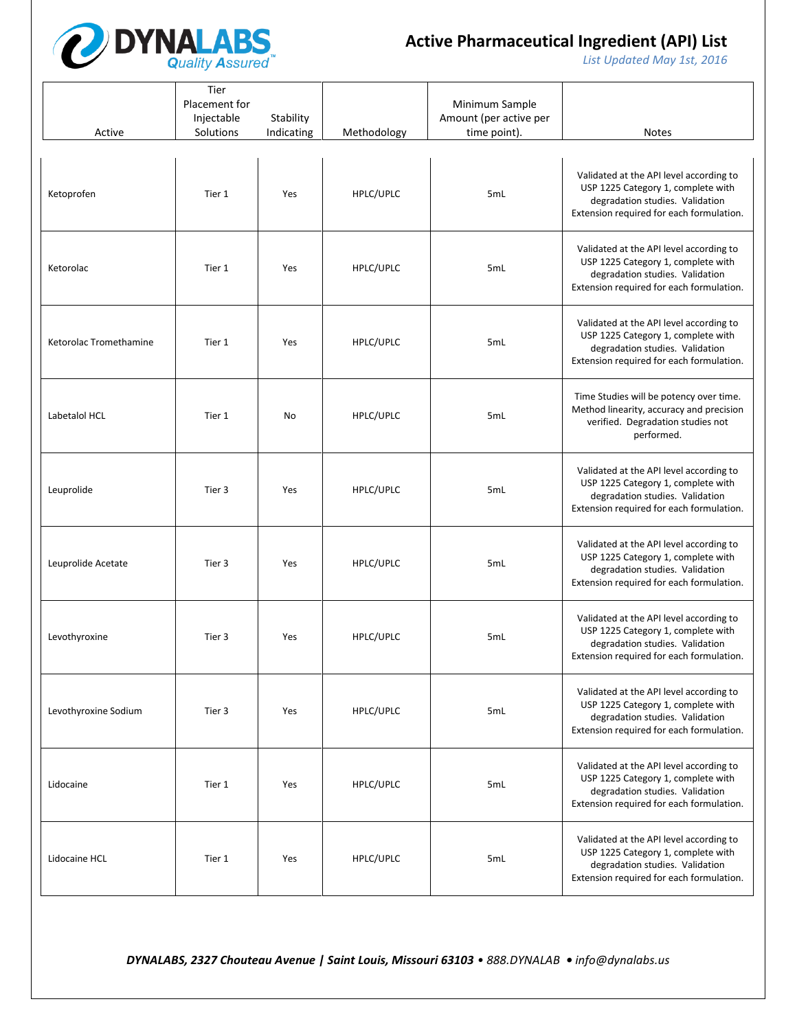# Active Pharmaceutical Ingredient (API) List

*List Updated May 1st, 2016*

| Active | Tier Placement for Injectable Solutions | Stability Indicating | Methodology | Minimum Sample Amount (per active per time point). | Notes |
|---|---|---|---|---|---|
| Ketoprofen | Tier 1 | Yes | HPLC/UPLC | 5mL | Validated at the API level according to USP 1225 Category 1, complete with degradation studies. Validation Extension required for each formulation. |
| Ketorolac | Tier 1 | Yes | HPLC/UPLC | 5mL | Validated at the API level according to USP 1225 Category 1, complete with degradation studies. Validation Extension required for each formulation. |
| Ketorolac Tromethamine | Tier 1 | Yes | HPLC/UPLC | 5mL | Validated at the API level according to USP 1225 Category 1, complete with degradation studies. Validation Extension required for each formulation. |
| Labetalol HCL | Tier 1 | No | HPLC/UPLC | 5mL | Time Studies will be potency over time. Method linearity, accuracy and precision verified. Degradation studies not performed. |
| Leuprolide | Tier 3 | Yes | HPLC/UPLC | 5mL | Validated at the API level according to USP 1225 Category 1, complete with degradation studies. Validation Extension required for each formulation. |
| Leuprolide Acetate | Tier 3 | Yes | HPLC/UPLC | 5mL | Validated at the API level according to USP 1225 Category 1, complete with degradation studies. Validation Extension required for each formulation. |
| Levothyroxine | Tier 3 | Yes | HPLC/UPLC | 5mL | Validated at the API level according to USP 1225 Category 1, complete with degradation studies. Validation Extension required for each formulation. |
| Levothyroxine Sodium | Tier 3 | Yes | HPLC/UPLC | 5mL | Validated at the API level according to USP 1225 Category 1, complete with degradation studies. Validation Extension required for each formulation. |
| Lidocaine | Tier 1 | Yes | HPLC/UPLC | 5mL | Validated at the API level according to USP 1225 Category 1, complete with degradation studies. Validation Extension required for each formulation. |
| Lidocaine HCL | Tier 1 | Yes | HPLC/UPLC | 5mL | Validated at the API level according to USP 1225 Category 1, complete with degradation studies. Validation Extension required for each formulation. |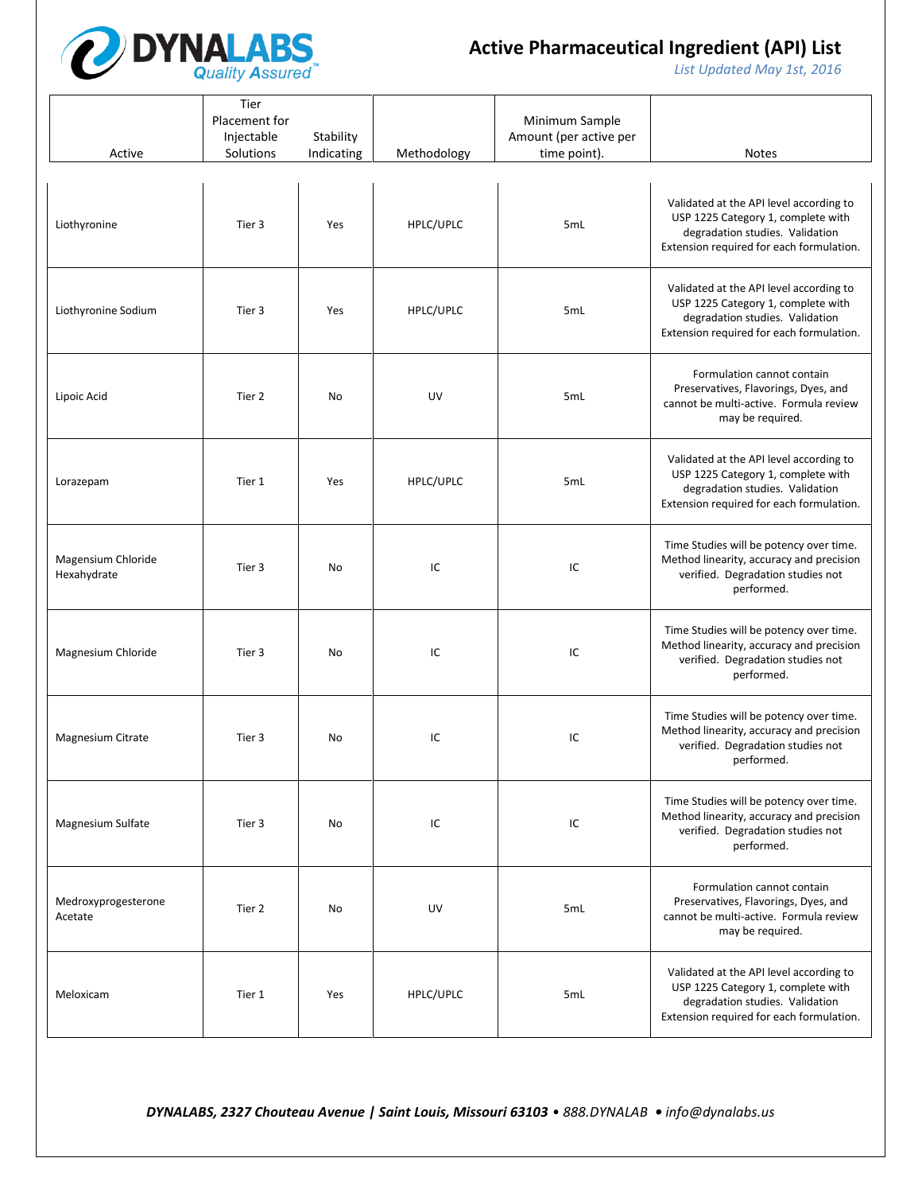# Active Pharmaceutical Ingredient (API) List

*List Updated May 1st, 2016*

| Active | Tier Placement for Injectable Solutions | Stability Indicating | Methodology | Minimum Sample Amount (per active per time point). | Notes |
|---|---|---|---|---|---|
| Liothyronine | Tier 3 | Yes | HPLC/UPLC | 5mL | Validated at the API level according to USP 1225 Category 1, complete with degradation studies. Validation Extension required for each formulation. |
| Liothyronine Sodium | Tier 3 | Yes | HPLC/UPLC | 5mL | Validated at the API level according to USP 1225 Category 1, complete with degradation studies. Validation Extension required for each formulation. |
| Lipoic Acid | Tier 2 | No | UV | 5mL | Formulation cannot contain Preservatives, Flavorings, Dyes, and cannot be multi-active. Formula review may be required. |
| Lorazepam | Tier 1 | Yes | HPLC/UPLC | 5mL | Validated at the API level according to USP 1225 Category 1, complete with degradation studies. Validation Extension required for each formulation. |
| Magensium Chloride Hexahydrate | Tier 3 | No | IC | IC | Time Studies will be potency over time. Method linearity, accuracy and precision verified. Degradation studies not performed. |
| Magnesium Chloride | Tier 3 | No | IC | IC | Time Studies will be potency over time. Method linearity, accuracy and precision verified. Degradation studies not performed. |
| Magnesium Citrate | Tier 3 | No | IC | IC | Time Studies will be potency over time. Method linearity, accuracy and precision verified. Degradation studies not performed. |
| Magnesium Sulfate | Tier 3 | No | IC | IC | Time Studies will be potency over time. Method linearity, accuracy and precision verified. Degradation studies not performed. |
| Medroxyprogesterone Acetate | Tier 2 | No | UV | 5mL | Formulation cannot contain Preservatives, Flavorings, Dyes, and cannot be multi-active. Formula review may be required. |
| Meloxicam | Tier 1 | Yes | HPLC/UPLC | 5mL | Validated at the API level according to USP 1225 Category 1, complete with degradation studies. Validation Extension required for each formulation. |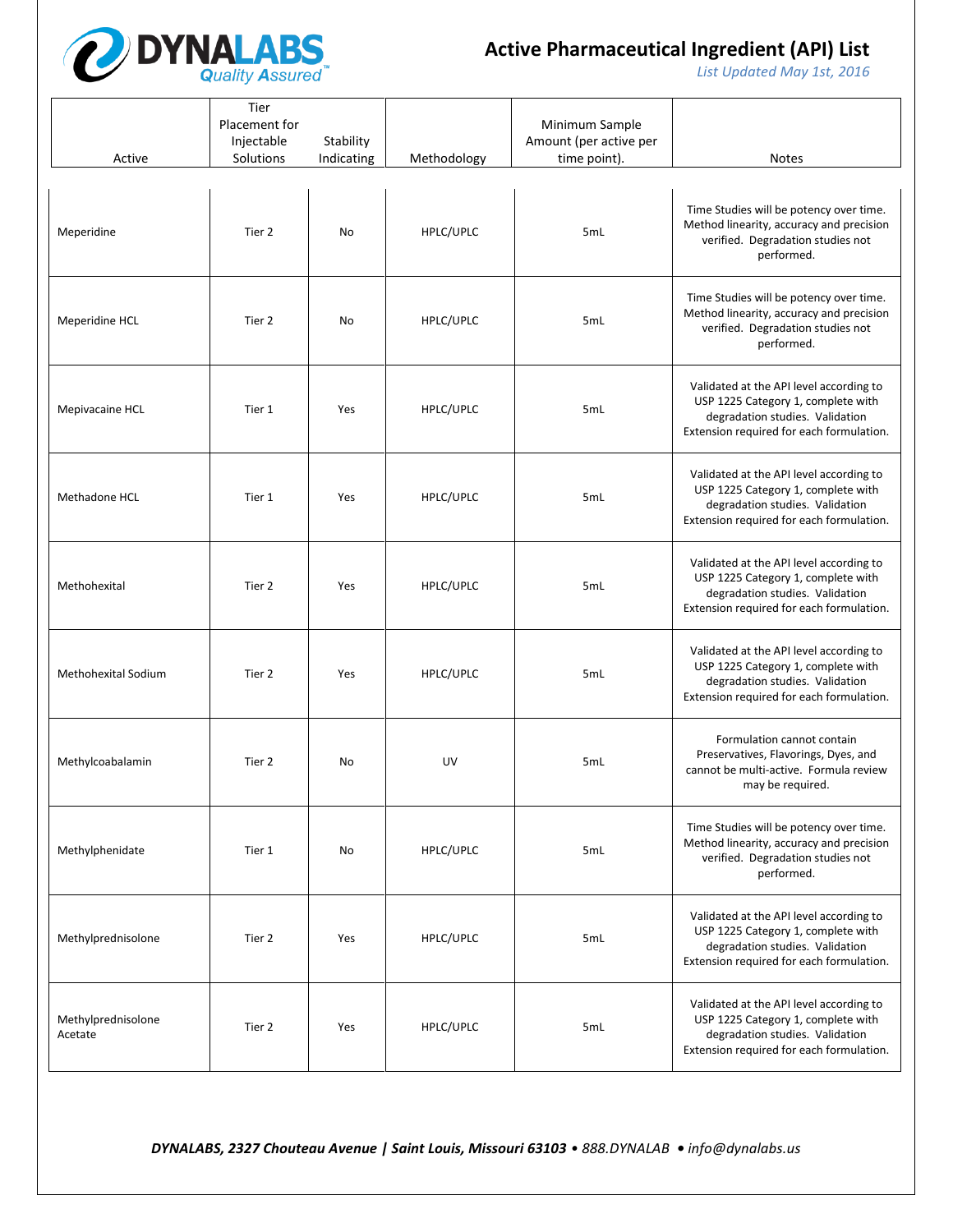# Active Pharmaceutical Ingredient (API) List

*List Updated May 1st, 2016*

| Active | Tier Placement for Injectable Solutions | Stability Indicating | Methodology | Minimum Sample Amount (per active per time point). | Notes |
|---|---|---|---|---|---|
| Meperidine | Tier 2 | No | HPLC/UPLC | 5mL | Time Studies will be potency over time. Method linearity, accuracy and precision verified. Degradation studies not performed. |
| Meperidine HCL | Tier 2 | No | HPLC/UPLC | 5mL | Time Studies will be potency over time. Method linearity, accuracy and precision verified. Degradation studies not performed. |
| Mepivacaine HCL | Tier 1 | Yes | HPLC/UPLC | 5mL | Validated at the API level according to USP 1225 Category 1, complete with degradation studies. Validation Extension required for each formulation. |
| Methadone HCL | Tier 1 | Yes | HPLC/UPLC | 5mL | Validated at the API level according to USP 1225 Category 1, complete with degradation studies. Validation Extension required for each formulation. |
| Methohexital | Tier 2 | Yes | HPLC/UPLC | 5mL | Validated at the API level according to USP 1225 Category 1, complete with degradation studies. Validation Extension required for each formulation. |
| Methohexital Sodium | Tier 2 | Yes | HPLC/UPLC | 5mL | Validated at the API level according to USP 1225 Category 1, complete with degradation studies. Validation Extension required for each formulation. |
| Methylcoabalamin | Tier 2 | No | UV | 5mL | Formulation cannot contain Preservatives, Flavorings, Dyes, and cannot be multi-active. Formula review may be required. |
| Methylphenidate | Tier 1 | No | HPLC/UPLC | 5mL | Time Studies will be potency over time. Method linearity, accuracy and precision verified. Degradation studies not performed. |
| Methylprednisolone | Tier 2 | Yes | HPLC/UPLC | 5mL | Validated at the API level according to USP 1225 Category 1, complete with degradation studies. Validation Extension required for each formulation. |
| Methylprednisolone Acetate | Tier 2 | Yes | HPLC/UPLC | 5mL | Validated at the API level according to USP 1225 Category 1, complete with degradation studies. Validation Extension required for each formulation. |

***DYNALABS, 2327 Chouteau Avenue | Saint Louis, Missouri 63103** • 888.DYNALAB • info@dynalabs.us*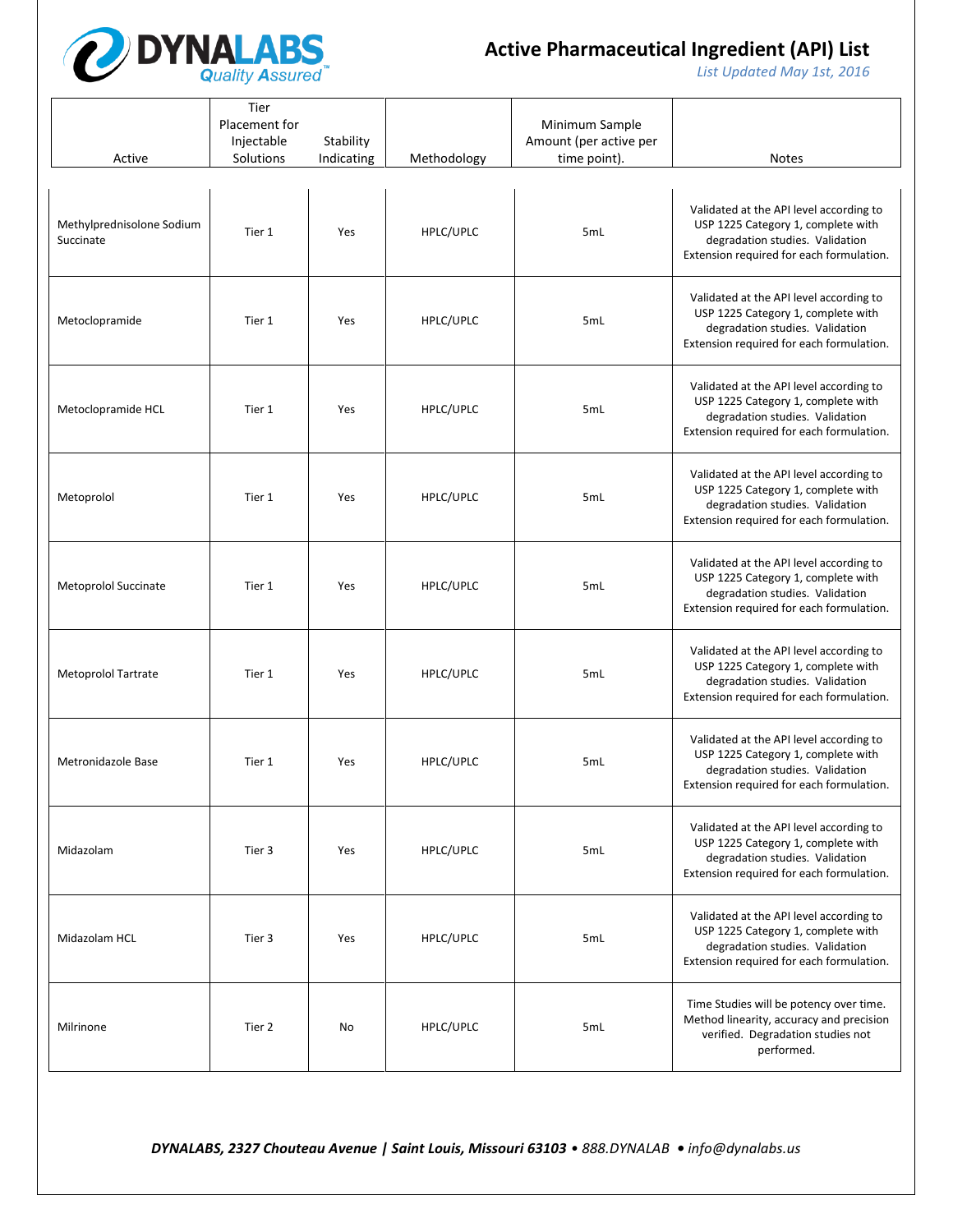# Active Pharmaceutical Ingredient (API) List

*List Updated May 1st, 2016*

| Active | Tier Placement for Injectable Solutions | Stability Indicating | Methodology | Minimum Sample Amount (per active per time point). | Notes |
|---|---|---|---|---|---|
| Methylprednisolone Sodium Succinate | Tier 1 | Yes | HPLC/UPLC | 5mL | Validated at the API level according to USP 1225 Category 1, complete with degradation studies. Validation Extension required for each formulation. |
| Metoclopramide | Tier 1 | Yes | HPLC/UPLC | 5mL | Validated at the API level according to USP 1225 Category 1, complete with degradation studies. Validation Extension required for each formulation. |
| Metoclopramide HCL | Tier 1 | Yes | HPLC/UPLC | 5mL | Validated at the API level according to USP 1225 Category 1, complete with degradation studies. Validation Extension required for each formulation. |
| Metoprolol | Tier 1 | Yes | HPLC/UPLC | 5mL | Validated at the API level according to USP 1225 Category 1, complete with degradation studies. Validation Extension required for each formulation. |
| Metoprolol Succinate | Tier 1 | Yes | HPLC/UPLC | 5mL | Validated at the API level according to USP 1225 Category 1, complete with degradation studies. Validation Extension required for each formulation. |
| Metoprolol Tartrate | Tier 1 | Yes | HPLC/UPLC | 5mL | Validated at the API level according to USP 1225 Category 1, complete with degradation studies. Validation Extension required for each formulation. |
| Metronidazole Base | Tier 1 | Yes | HPLC/UPLC | 5mL | Validated at the API level according to USP 1225 Category 1, complete with degradation studies. Validation Extension required for each formulation. |
| Midazolam | Tier 3 | Yes | HPLC/UPLC | 5mL | Validated at the API level according to USP 1225 Category 1, complete with degradation studies. Validation Extension required for each formulation. |
| Midazolam HCL | Tier 3 | Yes | HPLC/UPLC | 5mL | Validated at the API level according to USP 1225 Category 1, complete with degradation studies. Validation Extension required for each formulation. |
| Milrinone | Tier 2 | No | HPLC/UPLC | 5mL | Time Studies will be potency over time. Method linearity, accuracy and precision verified. Degradation studies not performed. |

***DYNALABS, 2327 Chouteau Avenue | Saint Louis, Missouri 63103** • 888.DYNALAB • info@dynalabs.us*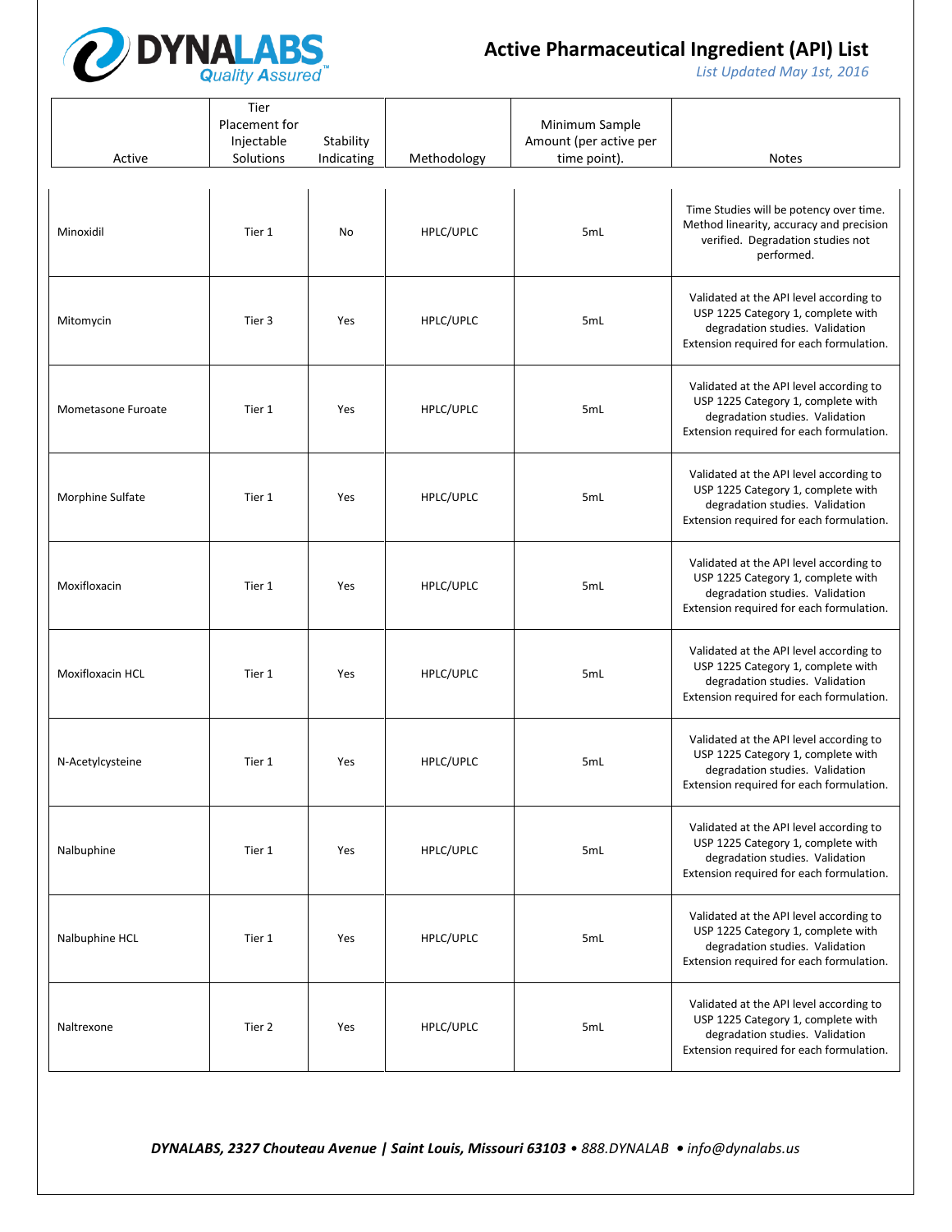# Active Pharmaceutical Ingredient (API) List

*List Updated May 1st, 2016*

| Active | Tier Placement for Injectable Solutions | Stability Indicating | Methodology | Minimum Sample Amount (per active per time point). | Notes |
|---|---|---|---|---|---|
| Minoxidil | Tier 1 | No | HPLC/UPLC | 5mL | Time Studies will be potency over time. Method linearity, accuracy and precision verified. Degradation studies not performed. |
| Mitomycin | Tier 3 | Yes | HPLC/UPLC | 5mL | Validated at the API level according to USP 1225 Category 1, complete with degradation studies. Validation Extension required for each formulation. |
| Mometasone Furoate | Tier 1 | Yes | HPLC/UPLC | 5mL | Validated at the API level according to USP 1225 Category 1, complete with degradation studies. Validation Extension required for each formulation. |
| Morphine Sulfate | Tier 1 | Yes | HPLC/UPLC | 5mL | Validated at the API level according to USP 1225 Category 1, complete with degradation studies. Validation Extension required for each formulation. |
| Moxifloxacin | Tier 1 | Yes | HPLC/UPLC | 5mL | Validated at the API level according to USP 1225 Category 1, complete with degradation studies. Validation Extension required for each formulation. |
| Moxifloxacin HCL | Tier 1 | Yes | HPLC/UPLC | 5mL | Validated at the API level according to USP 1225 Category 1, complete with degradation studies. Validation Extension required for each formulation. |
| N-Acetylcysteine | Tier 1 | Yes | HPLC/UPLC | 5mL | Validated at the API level according to USP 1225 Category 1, complete with degradation studies. Validation Extension required for each formulation. |
| Nalbuphine | Tier 1 | Yes | HPLC/UPLC | 5mL | Validated at the API level according to USP 1225 Category 1, complete with degradation studies. Validation Extension required for each formulation. |
| Nalbuphine HCL | Tier 1 | Yes | HPLC/UPLC | 5mL | Validated at the API level according to USP 1225 Category 1, complete with degradation studies. Validation Extension required for each formulation. |
| Naltrexone | Tier 2 | Yes | HPLC/UPLC | 5mL | Validated at the API level according to USP 1225 Category 1, complete with degradation studies. Validation Extension required for each formulation. |

***DYNALABS, 2327 Chouteau Avenue | Saint Louis, Missouri 63103** • 888.DYNALAB • info@dynalabs.us*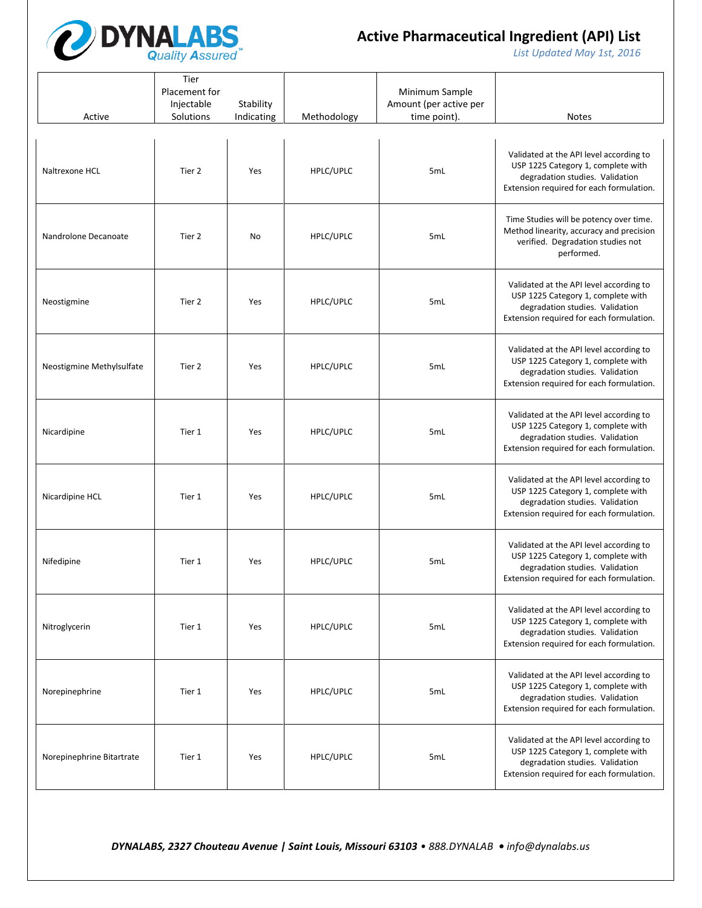# Active Pharmaceutical Ingredient (API) List

*List Updated May 1st, 2016*

| Active | Tier Placement for Injectable Solutions | Stability Indicating | Methodology | Minimum Sample Amount (per active per time point). | Notes |
|---|---|---|---|---|---|
| Naltrexone HCL | Tier 2 | Yes | HPLC/UPLC | 5mL | Validated at the API level according to USP 1225 Category 1, complete with degradation studies. Validation Extension required for each formulation. |
| Nandrolone Decanoate | Tier 2 | No | HPLC/UPLC | 5mL | Time Studies will be potency over time. Method linearity, accuracy and precision verified. Degradation studies not performed. |
| Neostigmine | Tier 2 | Yes | HPLC/UPLC | 5mL | Validated at the API level according to USP 1225 Category 1, complete with degradation studies. Validation Extension required for each formulation. |
| Neostigmine Methylsulfate | Tier 2 | Yes | HPLC/UPLC | 5mL | Validated at the API level according to USP 1225 Category 1, complete with degradation studies. Validation Extension required for each formulation. |
| Nicardipine | Tier 1 | Yes | HPLC/UPLC | 5mL | Validated at the API level according to USP 1225 Category 1, complete with degradation studies. Validation Extension required for each formulation. |
| Nicardipine HCL | Tier 1 | Yes | HPLC/UPLC | 5mL | Validated at the API level according to USP 1225 Category 1, complete with degradation studies. Validation Extension required for each formulation. |
| Nifedipine | Tier 1 | Yes | HPLC/UPLC | 5mL | Validated at the API level according to USP 1225 Category 1, complete with degradation studies. Validation Extension required for each formulation. |
| Nitroglycerin | Tier 1 | Yes | HPLC/UPLC | 5mL | Validated at the API level according to USP 1225 Category 1, complete with degradation studies. Validation Extension required for each formulation. |
| Norepinephrine | Tier 1 | Yes | HPLC/UPLC | 5mL | Validated at the API level according to USP 1225 Category 1, complete with degradation studies. Validation Extension required for each formulation. |
| Norepinephrine Bitartrate | Tier 1 | Yes | HPLC/UPLC | 5mL | Validated at the API level according to USP 1225 Category 1, complete with degradation studies. Validation Extension required for each formulation. |

***DYNALABS, 2327 Chouteau Avenue | Saint Louis, Missouri 63103** • 888.DYNALAB • info@dynalabs.us*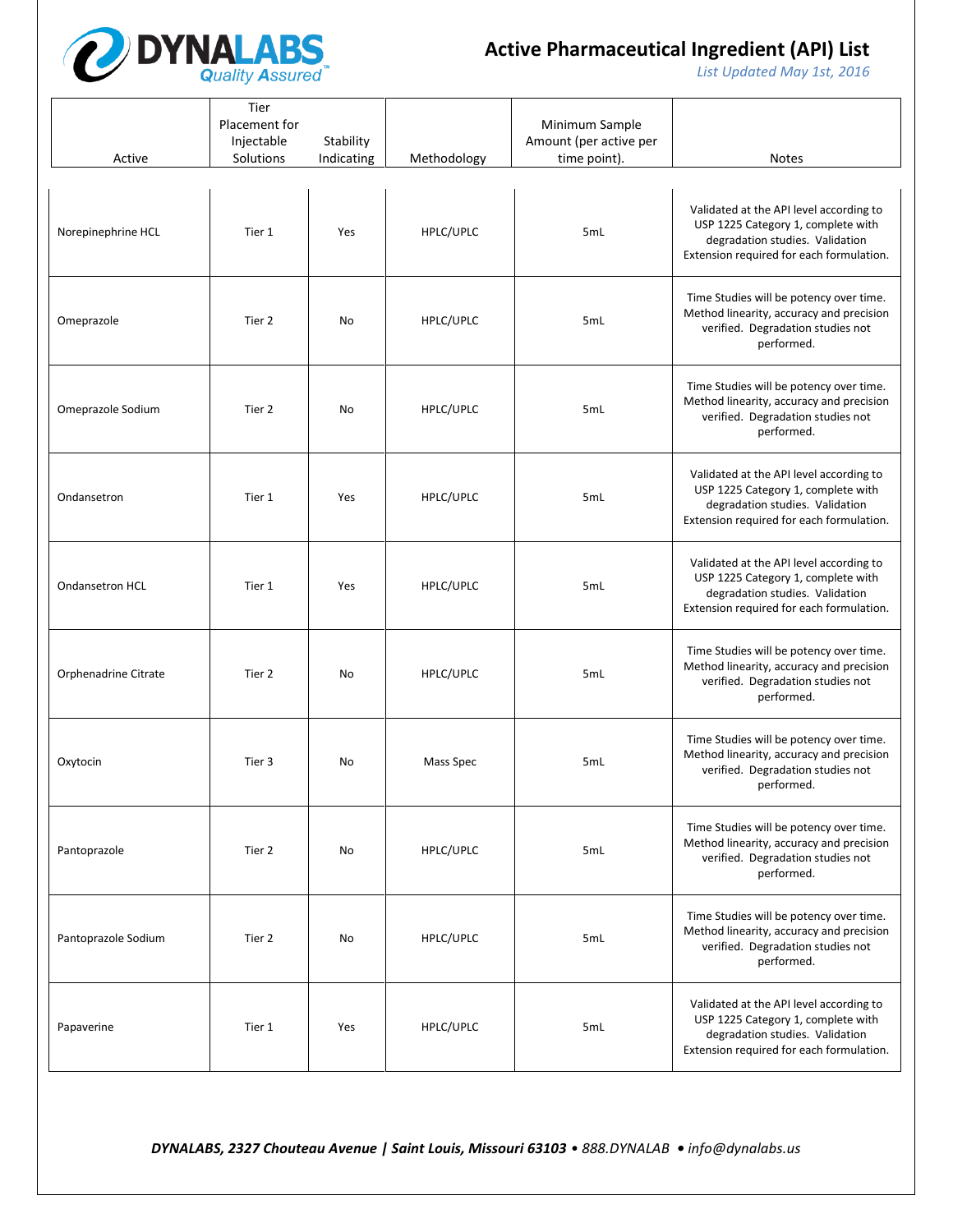| Active | Tier Placement for Injectable Solutions | Stability Indicating | Methodology | Minimum Sample Amount (per active per time point). | Notes |
|---|---|---|---|---|---|
| Norepinephrine HCL | Tier 1 | Yes | HPLC/UPLC | 5mL | Validated at the API level according to USP 1225 Category 1, complete with degradation studies. Validation Extension required for each formulation. |
| Omeprazole | Tier 2 | No | HPLC/UPLC | 5mL | Time Studies will be potency over time. Method linearity, accuracy and precision verified. Degradation studies not performed. |
| Omeprazole Sodium | Tier 2 | No | HPLC/UPLC | 5mL | Time Studies will be potency over time. Method linearity, accuracy and precision verified. Degradation studies not performed. |
| Ondansetron | Tier 1 | Yes | HPLC/UPLC | 5mL | Validated at the API level according to USP 1225 Category 1, complete with degradation studies. Validation Extension required for each formulation. |
| Ondansetron HCL | Tier 1 | Yes | HPLC/UPLC | 5mL | Validated at the API level according to USP 1225 Category 1, complete with degradation studies. Validation Extension required for each formulation. |
| Orphenadrine Citrate | Tier 2 | No | HPLC/UPLC | 5mL | Time Studies will be potency over time. Method linearity, accuracy and precision verified. Degradation studies not performed. |
| Oxytocin | Tier 3 | No | Mass Spec | 5mL | Time Studies will be potency over time. Method linearity, accuracy and precision verified. Degradation studies not performed. |
| Pantoprazole | Tier 2 | No | HPLC/UPLC | 5mL | Time Studies will be potency over time. Method linearity, accuracy and precision verified. Degradation studies not performed. |
| Pantoprazole Sodium | Tier 2 | No | HPLC/UPLC | 5mL | Time Studies will be potency over time. Method linearity, accuracy and precision verified. Degradation studies not performed. |
| Papaverine | Tier 1 | Yes | HPLC/UPLC | 5mL | Validated at the API level according to USP 1225 Category 1, complete with degradation studies. Validation Extension required for each formulation. |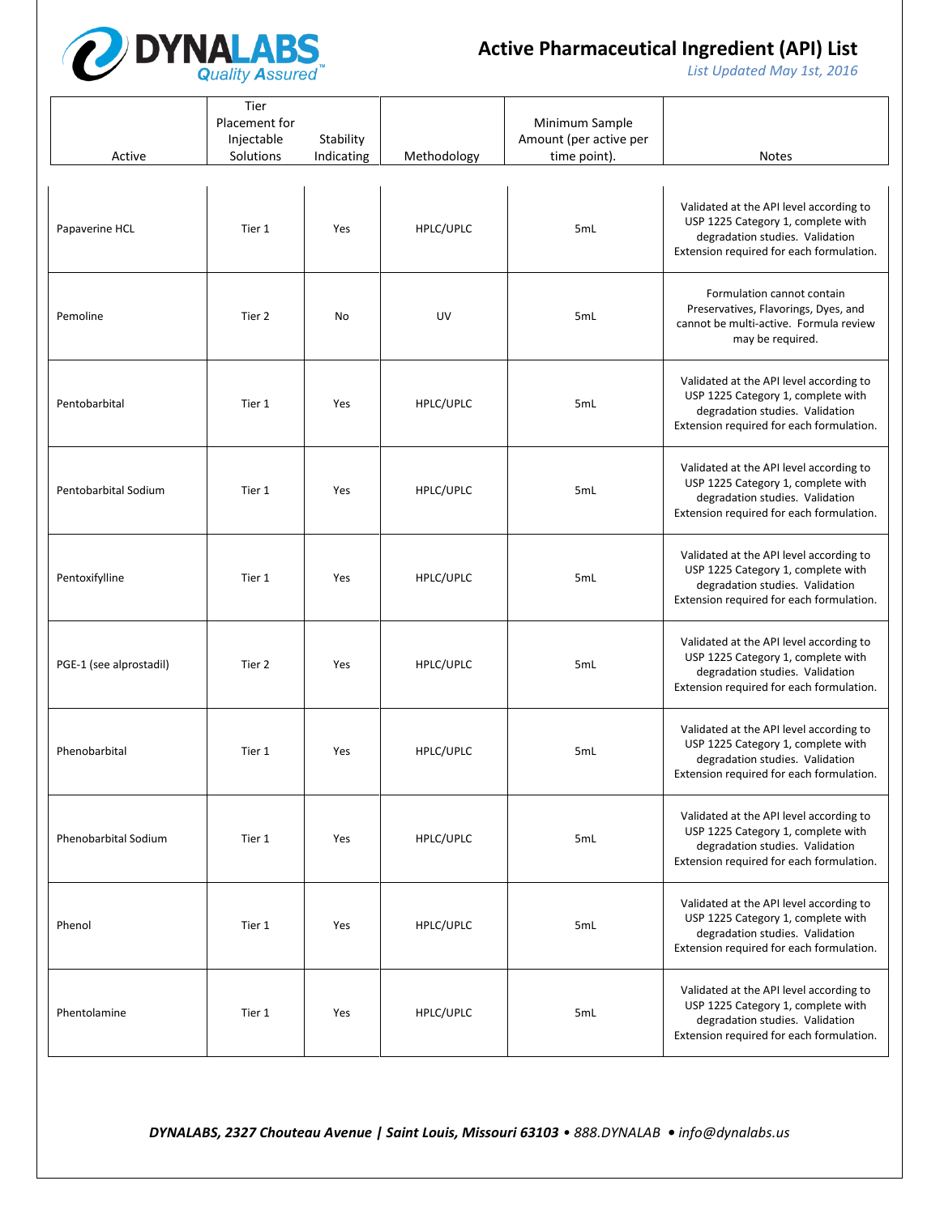# Active Pharmaceutical Ingredient (API) List

*List Updated May 1st, 2016*

| Active | Tier Placement for Injectable Solutions | Stability Indicating | Methodology | Minimum Sample Amount (per active per time point). | Notes |
|---|---|---|---|---|---|
| Papaverine HCL | Tier 1 | Yes | HPLC/UPLC | 5mL | Validated at the API level according to USP 1225 Category 1, complete with degradation studies. Validation Extension required for each formulation. |
| Pemoline | Tier 2 | No | UV | 5mL | Formulation cannot contain Preservatives, Flavorings, Dyes, and cannot be multi-active. Formula review may be required. |
| Pentobarbital | Tier 1 | Yes | HPLC/UPLC | 5mL | Validated at the API level according to USP 1225 Category 1, complete with degradation studies. Validation Extension required for each formulation. |
| Pentobarbital Sodium | Tier 1 | Yes | HPLC/UPLC | 5mL | Validated at the API level according to USP 1225 Category 1, complete with degradation studies. Validation Extension required for each formulation. |
| Pentoxifylline | Tier 1 | Yes | HPLC/UPLC | 5mL | Validated at the API level according to USP 1225 Category 1, complete with degradation studies. Validation Extension required for each formulation. |
| PGE-1 (see alprostadil) | Tier 2 | Yes | HPLC/UPLC | 5mL | Validated at the API level according to USP 1225 Category 1, complete with degradation studies. Validation Extension required for each formulation. |
| Phenobarbital | Tier 1 | Yes | HPLC/UPLC | 5mL | Validated at the API level according to USP 1225 Category 1, complete with degradation studies. Validation Extension required for each formulation. |
| Phenobarbital Sodium | Tier 1 | Yes | HPLC/UPLC | 5mL | Validated at the API level according to USP 1225 Category 1, complete with degradation studies. Validation Extension required for each formulation. |
| Phenol | Tier 1 | Yes | HPLC/UPLC | 5mL | Validated at the API level according to USP 1225 Category 1, complete with degradation studies. Validation Extension required for each formulation. |
| Phentolamine | Tier 1 | Yes | HPLC/UPLC | 5mL | Validated at the API level according to USP 1225 Category 1, complete with degradation studies. Validation Extension required for each formulation. |

***DYNALABS, 2327 Chouteau Avenue | Saint Louis, Missouri 63103** • 888.DYNALAB • info@dynalabs.us*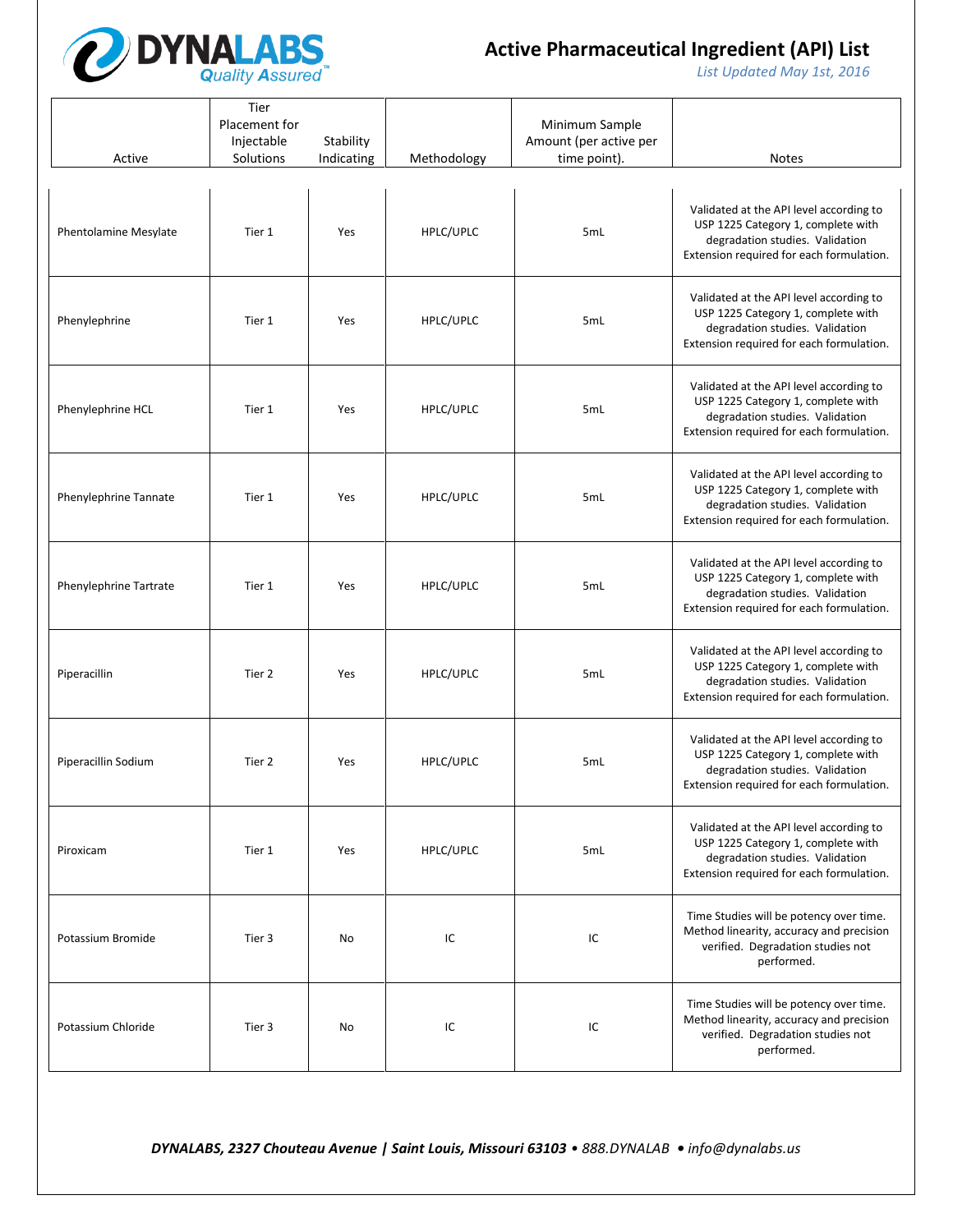# Active Pharmaceutical Ingredient (API) List

*List Updated May 1st, 2016*

| Active | Tier Placement for Injectable Solutions | Stability Indicating | Methodology | Minimum Sample Amount (per active per time point). | Notes |
|---|---|---|---|---|---|
| Phentolamine Mesylate | Tier 1 | Yes | HPLC/UPLC | 5mL | Validated at the API level according to USP 1225 Category 1, complete with degradation studies. Validation Extension required for each formulation. |
| Phenylephrine | Tier 1 | Yes | HPLC/UPLC | 5mL | Validated at the API level according to USP 1225 Category 1, complete with degradation studies. Validation Extension required for each formulation. |
| Phenylephrine HCL | Tier 1 | Yes | HPLC/UPLC | 5mL | Validated at the API level according to USP 1225 Category 1, complete with degradation studies. Validation Extension required for each formulation. |
| Phenylephrine Tannate | Tier 1 | Yes | HPLC/UPLC | 5mL | Validated at the API level according to USP 1225 Category 1, complete with degradation studies. Validation Extension required for each formulation. |
| Phenylephrine Tartrate | Tier 1 | Yes | HPLC/UPLC | 5mL | Validated at the API level according to USP 1225 Category 1, complete with degradation studies. Validation Extension required for each formulation. |
| Piperacillin | Tier 2 | Yes | HPLC/UPLC | 5mL | Validated at the API level according to USP 1225 Category 1, complete with degradation studies. Validation Extension required for each formulation. |
| Piperacillin Sodium | Tier 2 | Yes | HPLC/UPLC | 5mL | Validated at the API level according to USP 1225 Category 1, complete with degradation studies. Validation Extension required for each formulation. |
| Piroxicam | Tier 1 | Yes | HPLC/UPLC | 5mL | Validated at the API level according to USP 1225 Category 1, complete with degradation studies. Validation Extension required for each formulation. |
| Potassium Bromide | Tier 3 | No | IC | IC | Time Studies will be potency over time. Method linearity, accuracy and precision verified. Degradation studies not performed. |
| Potassium Chloride | Tier 3 | No | IC | IC | Time Studies will be potency over time. Method linearity, accuracy and precision verified. Degradation studies not performed. |

***DYNALABS, 2327 Chouteau Avenue | Saint Louis, Missouri 63103** • 888.DYNALAB • info@dynalabs.us*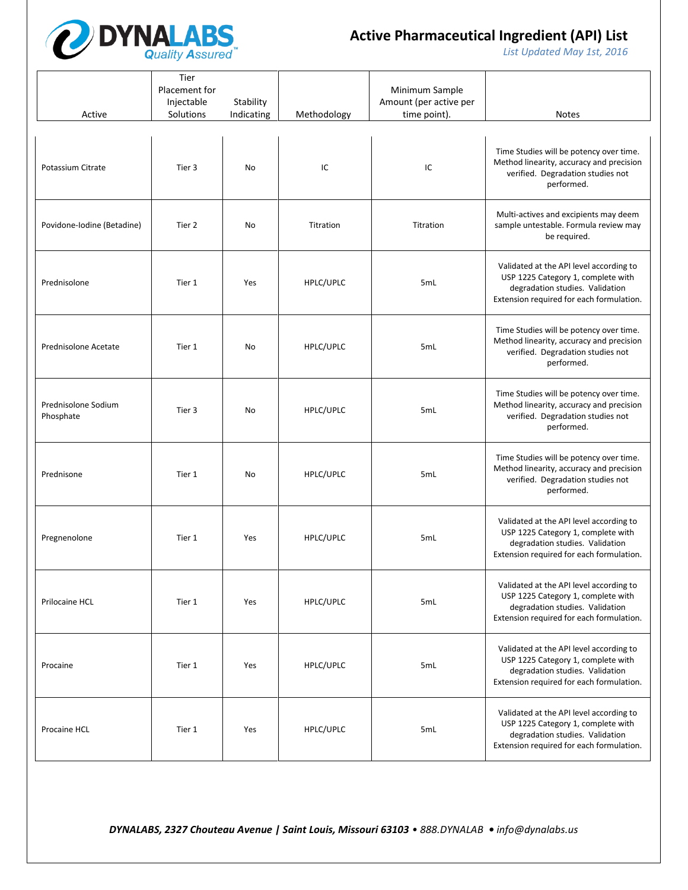# Active Pharmaceutical Ingredient (API) List

*List Updated May 1st, 2016*

| Active | Tier Placement for Injectable Solutions | Stability Indicating | Methodology | Minimum Sample Amount (per active per time point). | Notes |
|---|---|---|---|---|---|
| Potassium Citrate | Tier 3 | No | IC | IC | Time Studies will be potency over time. Method linearity, accuracy and precision verified. Degradation studies not performed. |
| Povidone-Iodine (Betadine) | Tier 2 | No | Titration | Titration | Multi-actives and excipients may deem sample untestable. Formula review may be required. |
| Prednisolone | Tier 1 | Yes | HPLC/UPLC | 5mL | Validated at the API level according to USP 1225 Category 1, complete with degradation studies. Validation Extension required for each formulation. |
| Prednisolone Acetate | Tier 1 | No | HPLC/UPLC | 5mL | Time Studies will be potency over time. Method linearity, accuracy and precision verified. Degradation studies not performed. |
| Prednisolone Sodium Phosphate | Tier 3 | No | HPLC/UPLC | 5mL | Time Studies will be potency over time. Method linearity, accuracy and precision verified. Degradation studies not performed. |
| Prednisone | Tier 1 | No | HPLC/UPLC | 5mL | Time Studies will be potency over time. Method linearity, accuracy and precision verified. Degradation studies not performed. |
| Pregnenolone | Tier 1 | Yes | HPLC/UPLC | 5mL | Validated at the API level according to USP 1225 Category 1, complete with degradation studies. Validation Extension required for each formulation. |
| Prilocaine HCL | Tier 1 | Yes | HPLC/UPLC | 5mL | Validated at the API level according to USP 1225 Category 1, complete with degradation studies. Validation Extension required for each formulation. |
| Procaine | Tier 1 | Yes | HPLC/UPLC | 5mL | Validated at the API level according to USP 1225 Category 1, complete with degradation studies. Validation Extension required for each formulation. |
| Procaine HCL | Tier 1 | Yes | HPLC/UPLC | 5mL | Validated at the API level according to USP 1225 Category 1, complete with degradation studies. Validation Extension required for each formulation. |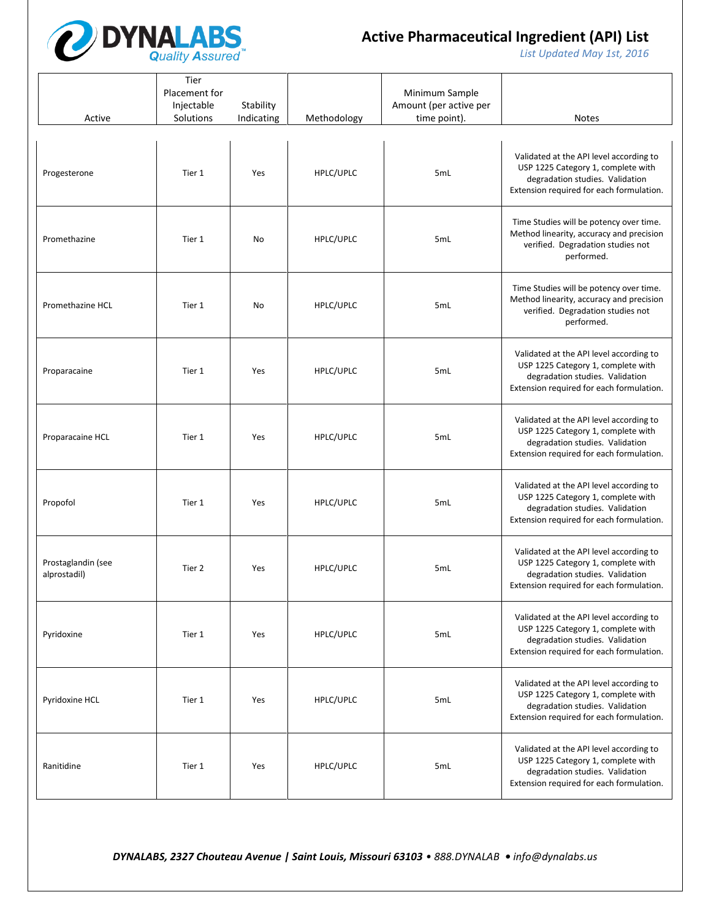# Active Pharmaceutical Ingredient (API) List

*List Updated May 1st, 2016*

| Active | Tier Placement for Injectable Solutions | Stability Indicating | Methodology | Minimum Sample Amount (per active per time point). | Notes |
|---|---|---|---|---|---|
| Progesterone | Tier 1 | Yes | HPLC/UPLC | 5mL | Validated at the API level according to USP 1225 Category 1, complete with degradation studies. Validation Extension required for each formulation. |
| Promethazine | Tier 1 | No | HPLC/UPLC | 5mL | Time Studies will be potency over time. Method linearity, accuracy and precision verified. Degradation studies not performed. |
| Promethazine HCL | Tier 1 | No | HPLC/UPLC | 5mL | Time Studies will be potency over time. Method linearity, accuracy and precision verified. Degradation studies not performed. |
| Proparacaine | Tier 1 | Yes | HPLC/UPLC | 5mL | Validated at the API level according to USP 1225 Category 1, complete with degradation studies. Validation Extension required for each formulation. |
| Proparacaine HCL | Tier 1 | Yes | HPLC/UPLC | 5mL | Validated at the API level according to USP 1225 Category 1, complete with degradation studies. Validation Extension required for each formulation. |
| Propofol | Tier 1 | Yes | HPLC/UPLC | 5mL | Validated at the API level according to USP 1225 Category 1, complete with degradation studies. Validation Extension required for each formulation. |
| Prostaglandin (see alprostadil) | Tier 2 | Yes | HPLC/UPLC | 5mL | Validated at the API level according to USP 1225 Category 1, complete with degradation studies. Validation Extension required for each formulation. |
| Pyridoxine | Tier 1 | Yes | HPLC/UPLC | 5mL | Validated at the API level according to USP 1225 Category 1, complete with degradation studies. Validation Extension required for each formulation. |
| Pyridoxine HCL | Tier 1 | Yes | HPLC/UPLC | 5mL | Validated at the API level according to USP 1225 Category 1, complete with degradation studies. Validation Extension required for each formulation. |
| Ranitidine | Tier 1 | Yes | HPLC/UPLC | 5mL | Validated at the API level according to USP 1225 Category 1, complete with degradation studies. Validation Extension required for each formulation. |

***DYNALABS, 2327 Chouteau Avenue | Saint Louis, Missouri 63103** • 888.DYNALAB • info@dynalabs.us*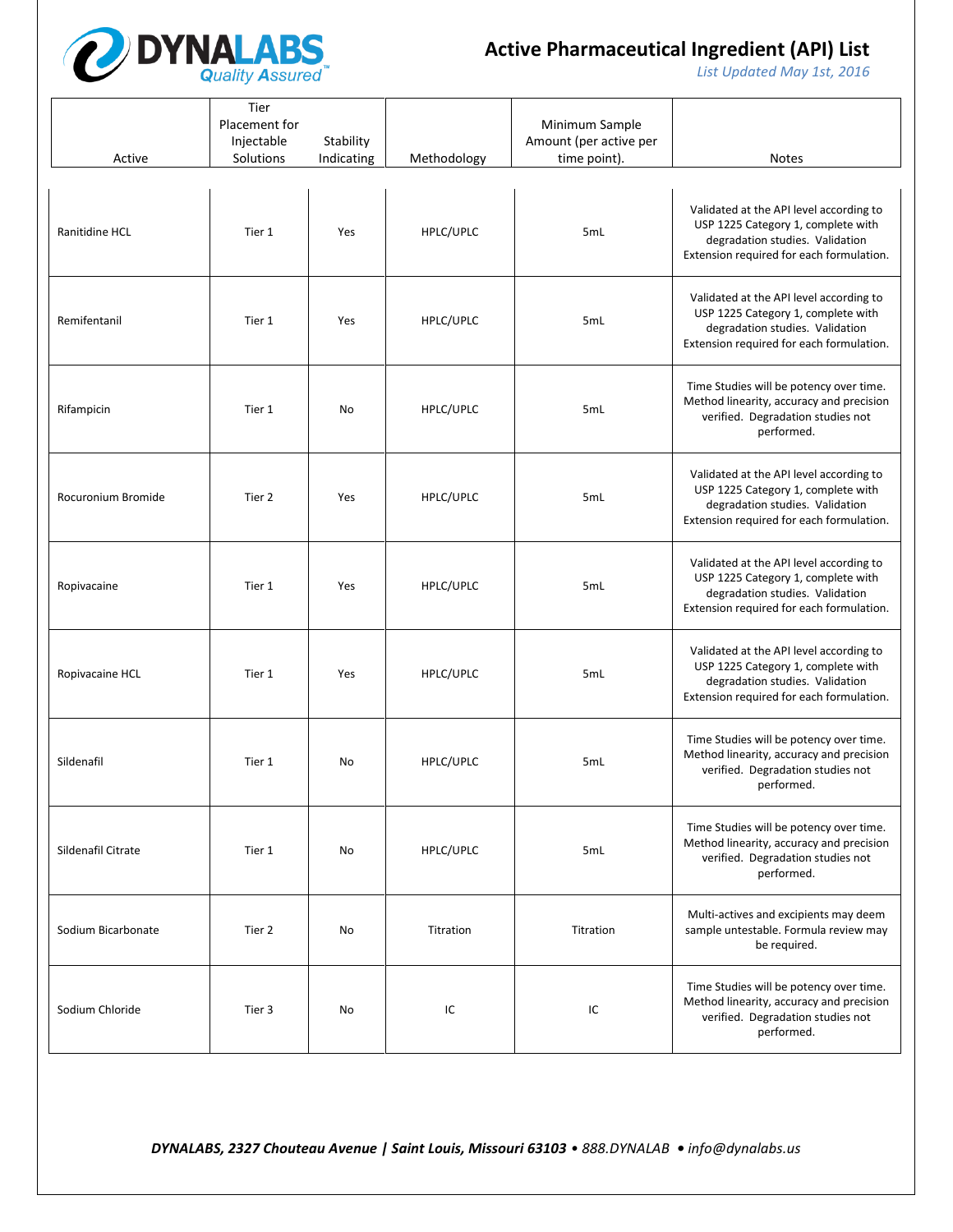# Active Pharmaceutical Ingredient (API) List

*List Updated May 1st, 2016*

| Active | Tier Placement for Injectable Solutions | Stability Indicating | Methodology | Minimum Sample Amount (per active per time point). | Notes |
|---|---|---|---|---|---|
| Ranitidine HCL | Tier 1 | Yes | HPLC/UPLC | 5mL | Validated at the API level according to USP 1225 Category 1, complete with degradation studies. Validation Extension required for each formulation. |
| Remifentanil | Tier 1 | Yes | HPLC/UPLC | 5mL | Validated at the API level according to USP 1225 Category 1, complete with degradation studies. Validation Extension required for each formulation. |
| Rifampicin | Tier 1 | No | HPLC/UPLC | 5mL | Time Studies will be potency over time. Method linearity, accuracy and precision verified. Degradation studies not performed. |
| Rocuronium Bromide | Tier 2 | Yes | HPLC/UPLC | 5mL | Validated at the API level according to USP 1225 Category 1, complete with degradation studies. Validation Extension required for each formulation. |
| Ropivacaine | Tier 1 | Yes | HPLC/UPLC | 5mL | Validated at the API level according to USP 1225 Category 1, complete with degradation studies. Validation Extension required for each formulation. |
| Ropivacaine HCL | Tier 1 | Yes | HPLC/UPLC | 5mL | Validated at the API level according to USP 1225 Category 1, complete with degradation studies. Validation Extension required for each formulation. |
| Sildenafil | Tier 1 | No | HPLC/UPLC | 5mL | Time Studies will be potency over time. Method linearity, accuracy and precision verified. Degradation studies not performed. |
| Sildenafil Citrate | Tier 1 | No | HPLC/UPLC | 5mL | Time Studies will be potency over time. Method linearity, accuracy and precision verified. Degradation studies not performed. |
| Sodium Bicarbonate | Tier 2 | No | Titration | Titration | Multi-actives and excipients may deem sample untestable. Formula review may be required. |
| Sodium Chloride | Tier 3 | No | IC | IC | Time Studies will be potency over time. Method linearity, accuracy and precision verified. Degradation studies not performed. |

***DYNALABS, 2327 Chouteau Avenue | Saint Louis, Missouri 63103** • 888.DYNALAB • info@dynalabs.us*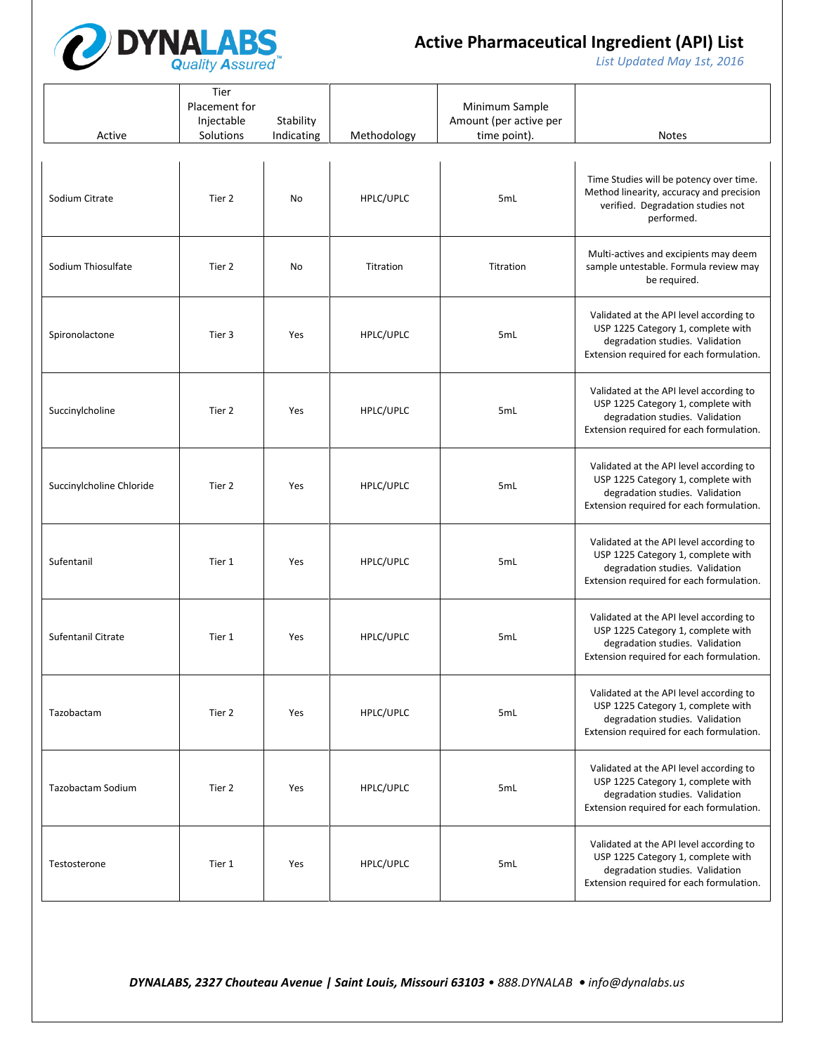# Active Pharmaceutical Ingredient (API) List

*List Updated May 1st, 2016*

| Active | Tier Placement for Injectable Solutions | Stability Indicating | Methodology | Minimum Sample Amount (per active per time point). | Notes |
| --- | --- | --- | --- | --- | --- |
| Sodium Citrate | Tier 2 | No | HPLC/UPLC | 5mL | Time Studies will be potency over time. Method linearity, accuracy and precision verified. Degradation studies not performed. |
| Sodium Thiosulfate | Tier 2 | No | Titration | Titration | Multi-actives and excipients may deem sample untestable. Formula review may be required. |
| Spironolactone | Tier 3 | Yes | HPLC/UPLC | 5mL | Validated at the API level according to USP 1225 Category 1, complete with degradation studies. Validation Extension required for each formulation. |
| Succinylcholine | Tier 2 | Yes | HPLC/UPLC | 5mL | Validated at the API level according to USP 1225 Category 1, complete with degradation studies. Validation Extension required for each formulation. |
| Succinylcholine Chloride | Tier 2 | Yes | HPLC/UPLC | 5mL | Validated at the API level according to USP 1225 Category 1, complete with degradation studies. Validation Extension required for each formulation. |
| Sufentanil | Tier 1 | Yes | HPLC/UPLC | 5mL | Validated at the API level according to USP 1225 Category 1, complete with degradation studies. Validation Extension required for each formulation. |
| Sufentanil Citrate | Tier 1 | Yes | HPLC/UPLC | 5mL | Validated at the API level according to USP 1225 Category 1, complete with degradation studies. Validation Extension required for each formulation. |
| Tazobactam | Tier 2 | Yes | HPLC/UPLC | 5mL | Validated at the API level according to USP 1225 Category 1, complete with degradation studies. Validation Extension required for each formulation. |
| Tazobactam Sodium | Tier 2 | Yes | HPLC/UPLC | 5mL | Validated at the API level according to USP 1225 Category 1, complete with degradation studies. Validation Extension required for each formulation. |
| Testosterone | Tier 1 | Yes | HPLC/UPLC | 5mL | Validated at the API level according to USP 1225 Category 1, complete with degradation studies. Validation Extension required for each formulation. |

***DYNALABS, 2327 Chouteau Avenue | Saint Louis, Missouri 63103** • 888.DYNALAB • info@dynalabs.us*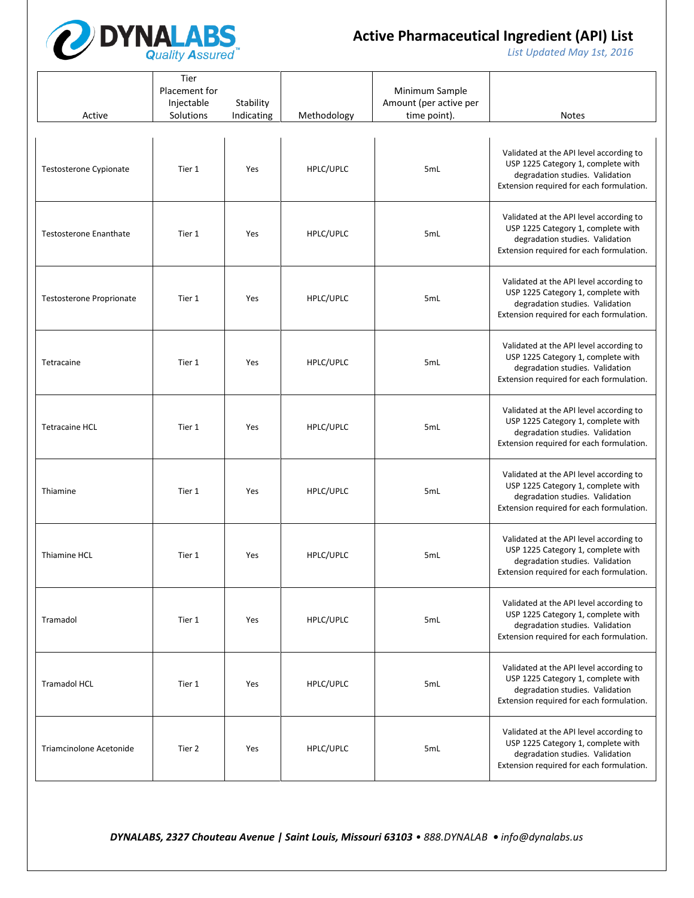# Active Pharmaceutical Ingredient (API) List

*List Updated May 1st, 2016*

| Active | Tier Placement for Injectable Solutions | Stability Indicating | Methodology | Minimum Sample Amount (per active per time point). | Notes |
|---|---|---|---|---|---|
| Testosterone Cypionate | Tier 1 | Yes | HPLC/UPLC | 5mL | Validated at the API level according to USP 1225 Category 1, complete with degradation studies. Validation Extension required for each formulation. |
| Testosterone Enanthate | Tier 1 | Yes | HPLC/UPLC | 5mL | Validated at the API level according to USP 1225 Category 1, complete with degradation studies. Validation Extension required for each formulation. |
| Testosterone Proprionate | Tier 1 | Yes | HPLC/UPLC | 5mL | Validated at the API level according to USP 1225 Category 1, complete with degradation studies. Validation Extension required for each formulation. |
| Tetracaine | Tier 1 | Yes | HPLC/UPLC | 5mL | Validated at the API level according to USP 1225 Category 1, complete with degradation studies. Validation Extension required for each formulation. |
| Tetracaine HCL | Tier 1 | Yes | HPLC/UPLC | 5mL | Validated at the API level according to USP 1225 Category 1, complete with degradation studies. Validation Extension required for each formulation. |
| Thiamine | Tier 1 | Yes | HPLC/UPLC | 5mL | Validated at the API level according to USP 1225 Category 1, complete with degradation studies. Validation Extension required for each formulation. |
| Thiamine HCL | Tier 1 | Yes | HPLC/UPLC | 5mL | Validated at the API level according to USP 1225 Category 1, complete with degradation studies. Validation Extension required for each formulation. |
| Tramadol | Tier 1 | Yes | HPLC/UPLC | 5mL | Validated at the API level according to USP 1225 Category 1, complete with degradation studies. Validation Extension required for each formulation. |
| Tramadol HCL | Tier 1 | Yes | HPLC/UPLC | 5mL | Validated at the API level according to USP 1225 Category 1, complete with degradation studies. Validation Extension required for each formulation. |
| Triamcinolone Acetonide | Tier 2 | Yes | HPLC/UPLC | 5mL | Validated at the API level according to USP 1225 Category 1, complete with degradation studies. Validation Extension required for each formulation. |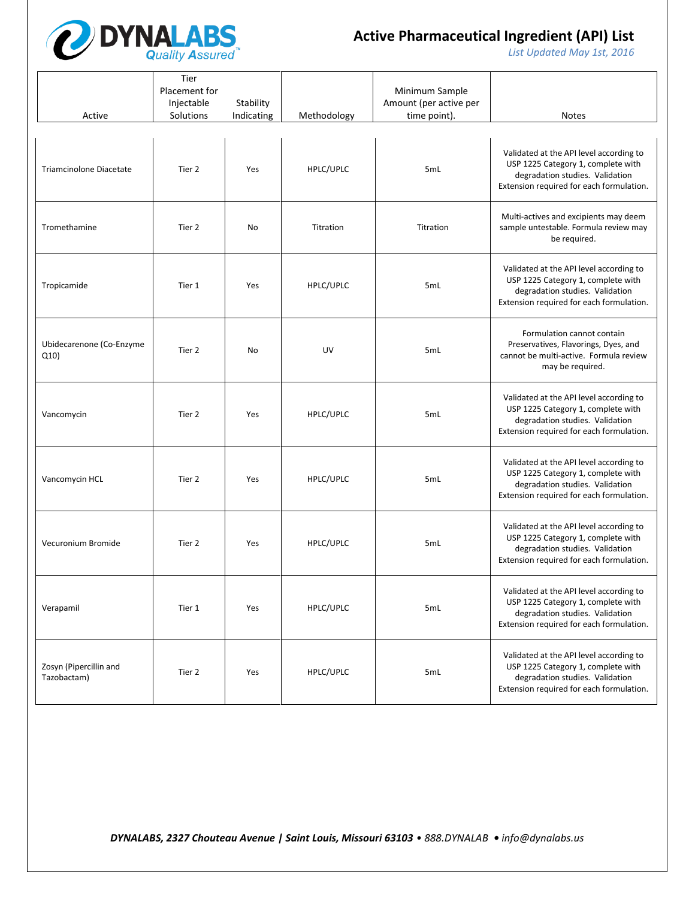# Active Pharmaceutical Ingredient (API) List

*List Updated May 1st, 2016*

| Active | Tier Placement for Injectable Solutions | Stability Indicating | Methodology | Minimum Sample Amount (per active per time point). | Notes |
|---|---|---|---|---|---|
| Triamcinolone Diacetate | Tier 2 | Yes | HPLC/UPLC | 5mL | Validated at the API level according to USP 1225 Category 1, complete with degradation studies. Validation Extension required for each formulation. |
| Tromethamine | Tier 2 | No | Titration | Titration | Multi-actives and excipients may deem sample untestable. Formula review may be required. |
| Tropicamide | Tier 1 | Yes | HPLC/UPLC | 5mL | Validated at the API level according to USP 1225 Category 1, complete with degradation studies. Validation Extension required for each formulation. |
| Ubidecarenone (Co-Enzyme Q10) | Tier 2 | No | UV | 5mL | Formulation cannot contain Preservatives, Flavorings, Dyes, and cannot be multi-active. Formula review may be required. |
| Vancomycin | Tier 2 | Yes | HPLC/UPLC | 5mL | Validated at the API level according to USP 1225 Category 1, complete with degradation studies. Validation Extension required for each formulation. |
| Vancomycin HCL | Tier 2 | Yes | HPLC/UPLC | 5mL | Validated at the API level according to USP 1225 Category 1, complete with degradation studies. Validation Extension required for each formulation. |
| Vecuronium Bromide | Tier 2 | Yes | HPLC/UPLC | 5mL | Validated at the API level according to USP 1225 Category 1, complete with degradation studies. Validation Extension required for each formulation. |
| Verapamil | Tier 1 | Yes | HPLC/UPLC | 5mL | Validated at the API level according to USP 1225 Category 1, complete with degradation studies. Validation Extension required for each formulation. |
| Zosyn (Pipercillin and Tazobactam) | Tier 2 | Yes | HPLC/UPLC | 5mL | Validated at the API level according to USP 1225 Category 1, complete with degradation studies. Validation Extension required for each formulation. |

***DYNALABS, 2327 Chouteau Avenue | Saint Louis, Missouri 63103** • 888.DYNALAB • info@dynalabs.us*